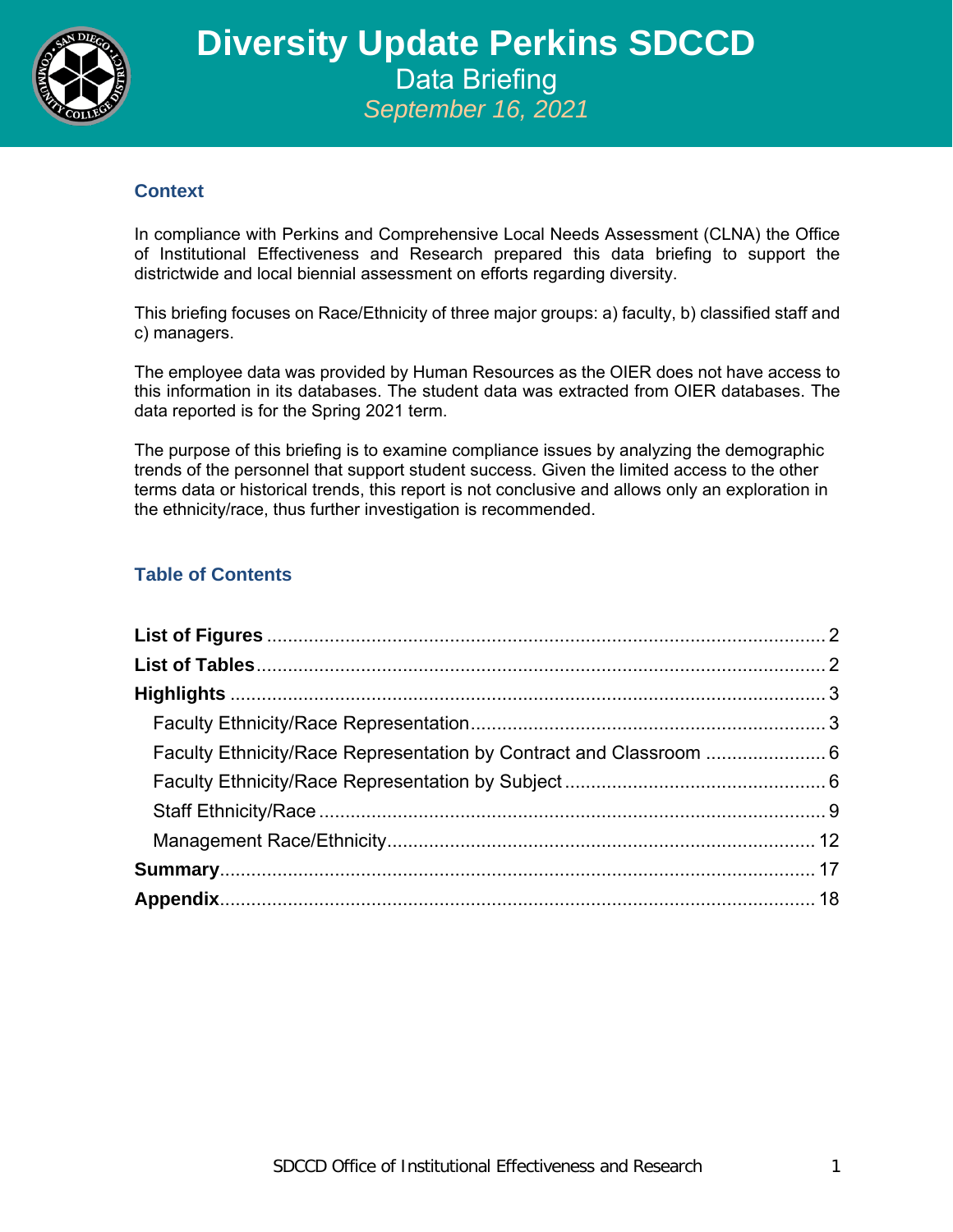# Diversity Update Perkins SDCCD

## Data Briefing

*September 16, 2021*

### Context

In compliance with Perkins and Comprehensive Local Needs Assessment (CLNA) the Office of Institutional Effectiveness and Research prepared this data briefing to support the districtwide and local biennial assessment on efforts regarding diversity.

This briefing focuses on Race/Ethnicity of three major groups: a) faculty, b) classified staff and c) managers.

The employee data was provided by Human Resources as the OIER does not have access to this information in its databases. The student data was extracted from OIER databases. The data reported is for the Spring 2021 term.

The purpose of this briefing is to examine compliance issues by analyzing the demographic trends of the personnel that support student success. Given the limited access to the other terms data or historical trends, this report is not conclusive and allows only an exploration in the ethnicity/race, thus further investigation is recommended.

### Table of Contents

**List of Figures** .......... 2
**List of Tables** .......... 2
**Highlights** .......... 3
- Faculty Ethnicity/Race Representation .......... 3
- Faculty Ethnicity/Race Representation by Contract and Classroom .......... 6
- Faculty Ethnicity/Race Representation by Subject .......... 6
- Staff Ethnicity/Race .......... 9
- Management Race/Ethnicity .......... 12

**Summary** .......... 17
**Appendix** .......... 18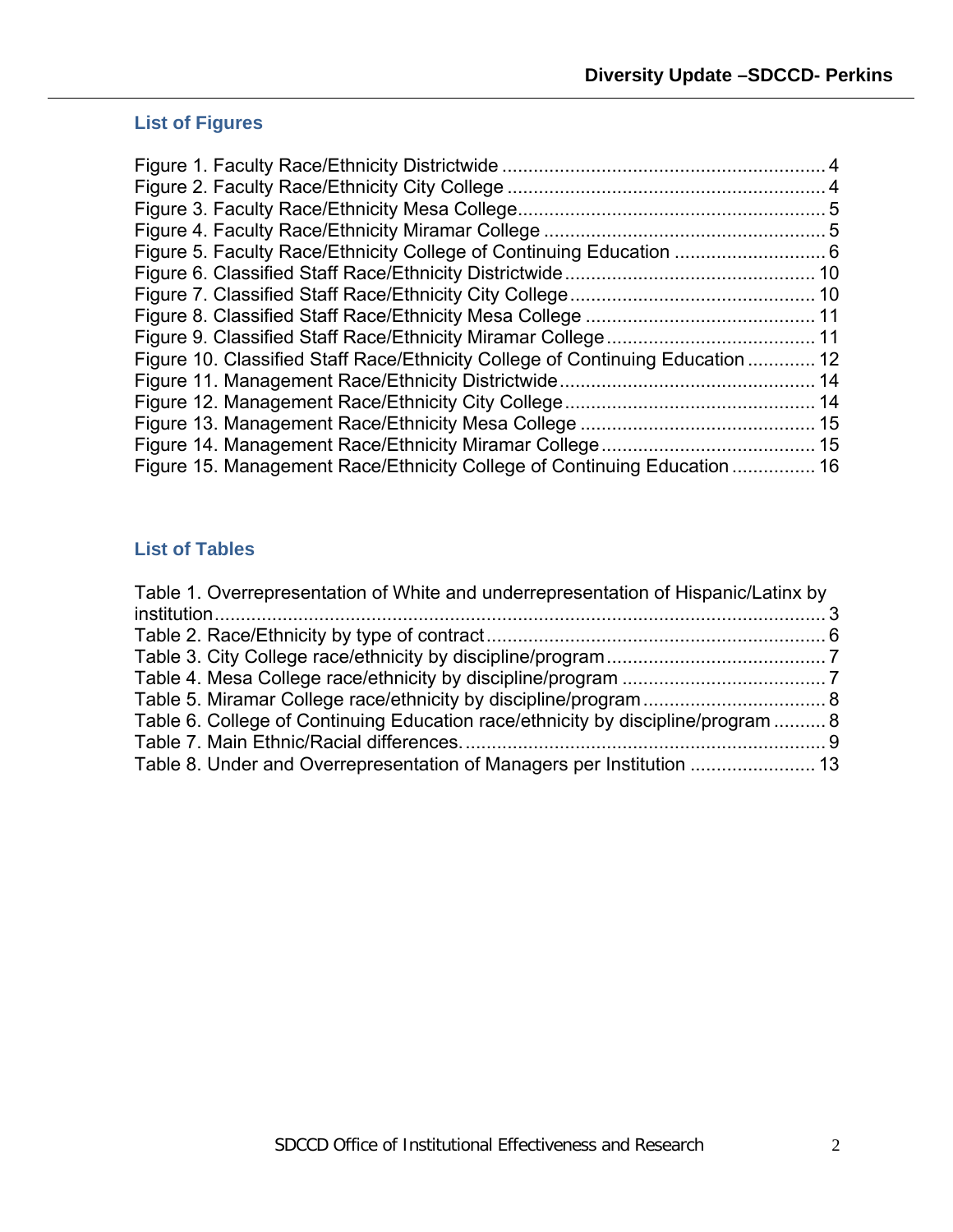## List of Figures

Figure 1. Faculty Race/Ethnicity Districtwide .............................................................. 4
Figure 2. Faculty Race/Ethnicity City College .............................................................. 4
Figure 3. Faculty Race/Ethnicity Mesa College........................................................... 5
Figure 4. Faculty Race/Ethnicity Miramar College ...................................................... 5
Figure 5. Faculty Race/Ethnicity College of Continuing Education ............................. 6
Figure 6. Classified Staff Race/Ethnicity Districtwide ................................................ 10
Figure 7. Classified Staff Race/Ethnicity City College ............................................... 10
Figure 8. Classified Staff Race/Ethnicity Mesa College ............................................ 11
Figure 9. Classified Staff Race/Ethnicity Miramar College ........................................ 11
Figure 10. Classified Staff Race/Ethnicity College of Continuing Education ............. 12
Figure 11. Management Race/Ethnicity Districtwide ................................................. 14
Figure 12. Management Race/Ethnicity City College ................................................ 14
Figure 13. Management Race/Ethnicity Mesa College ............................................. 15
Figure 14. Management Race/Ethnicity Miramar College ......................................... 15
Figure 15. Management Race/Ethnicity College of Continuing Education ................ 16

## List of Tables

Table 1. Overrepresentation of White and underrepresentation of Hispanic/Latinx by institution ...................................................................................................... 3
Table 2. Race/Ethnicity by type of contract ................................................................. 6
Table 3. City College race/ethnicity by discipline/program .......................................... 7
Table 4. Mesa College race/ethnicity by discipline/program ....................................... 7
Table 5. Miramar College race/ethnicity by discipline/program ................................... 8
Table 6. College of Continuing Education race/ethnicity by discipline/program .......... 8
Table 7. Main Ethnic/Racial differences. ..................................................................... 9
Table 8. Under and Overrepresentation of Managers per Institution ........................ 13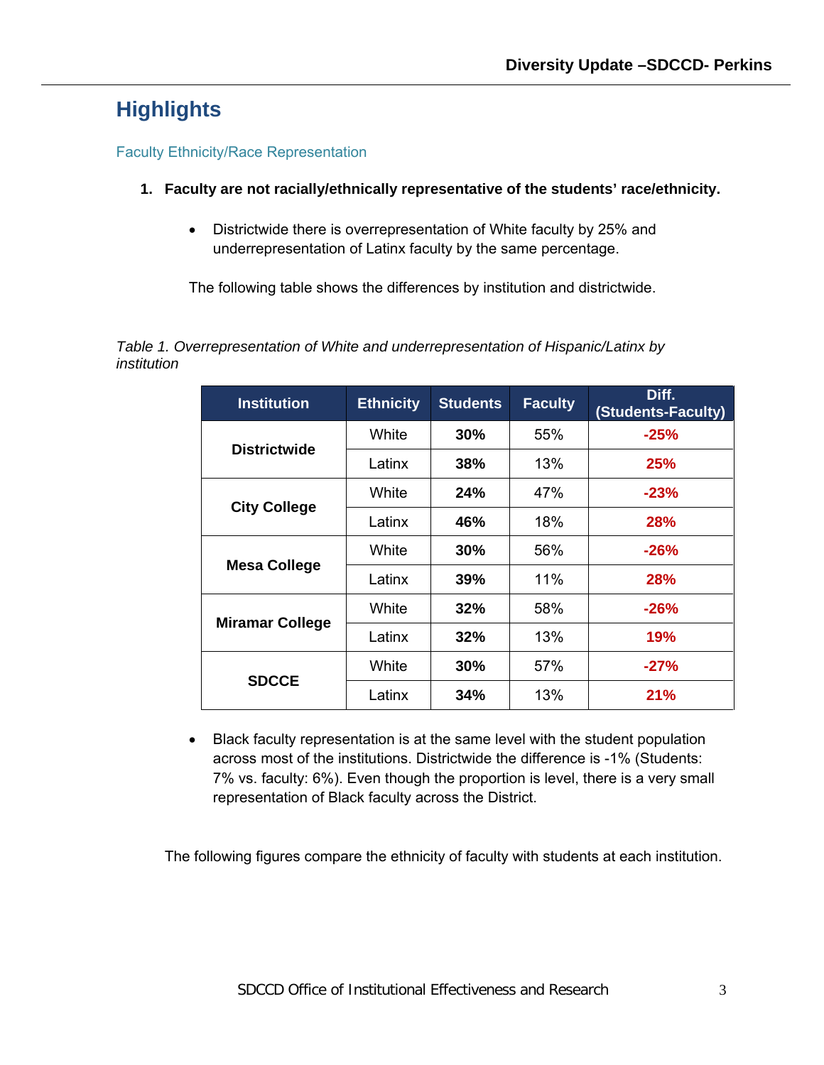## Highlights

### Faculty Ethnicity/Race Representation

1. **Faculty are not racially/ethnically representative of the students' race/ethnicity.**

- Districtwide there is overrepresentation of White faculty by 25% and underrepresentation of Latinx faculty by the same percentage.

The following table shows the differences by institution and districtwide.

*Table 1. Overrepresentation of White and underrepresentation of Hispanic/Latinx by institution*

| Institution | Ethnicity | Students | Faculty | Diff. (Students-Faculty) |
|---|---|---|---|---|
| **Districtwide** | White | **30%** | 55% | **-25%** |
| | Latinx | **38%** | 13% | **25%** |
| **City College** | White | **24%** | 47% | **-23%** |
| | Latinx | **46%** | 18% | **28%** |
| **Mesa College** | White | **30%** | 56% | **-26%** |
| | Latinx | **39%** | 11% | **28%** |
| **Miramar College** | White | **32%** | 58% | **-26%** |
| | Latinx | **32%** | 13% | **19%** |
| **SDCCE** | White | **30%** | 57% | **-27%** |
| | Latinx | **34%** | 13% | **21%** |

- Black faculty representation is at the same level with the student population across most of the institutions. Districtwide the difference is -1% (Students: 7% vs. faculty: 6%). Even though the proportion is level, there is a very small representation of Black faculty across the District.

The following figures compare the ethnicity of faculty with students at each institution.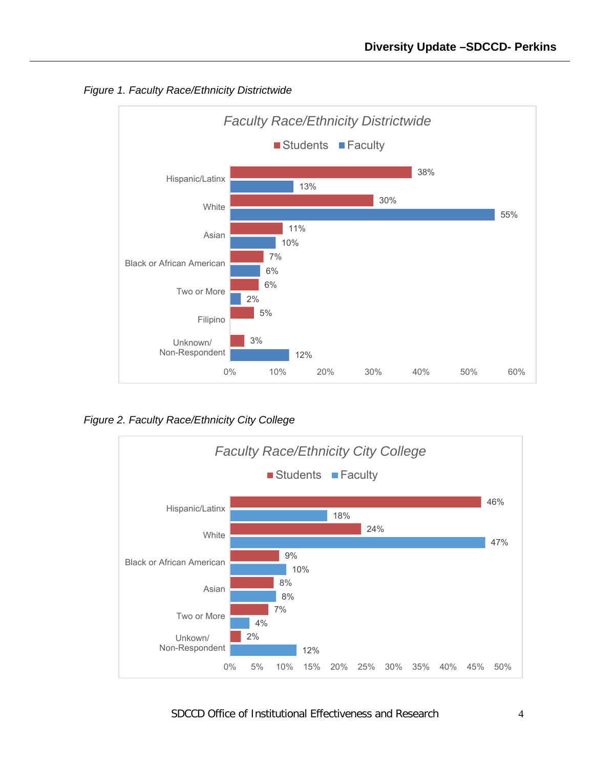*Figure 1. Faculty Race/Ethnicity Districtwide*

**Faculty Race/Ethnicity Districtwide**

| Race/Ethnicity | Students | Faculty |
|---|---|---|
| Hispanic/Latinx | 38% | 13% |
| White | 30% | 55% |
| Asian | 11% | 10% |
| Black or African American | 7% | 6% |
| Two or More | 6% | 2% |
| Filipino | 5% | |
| Unknown/ Non-Respondent | 3% | 12% |

*Figure 2. Faculty Race/Ethnicity City College*

**Faculty Race/Ethnicity City College**

| Race/Ethnicity | Students | Faculty |
|---|---|---|
| Hispanic/Latinx | 46% | 18% |
| White | 24% | 47% |
| Black or African American | 9% | 10% |
| Asian | 8% | 8% |
| Two or More | 7% | 4% |
| Unkown/ Non-Respondent | 2% | 12% |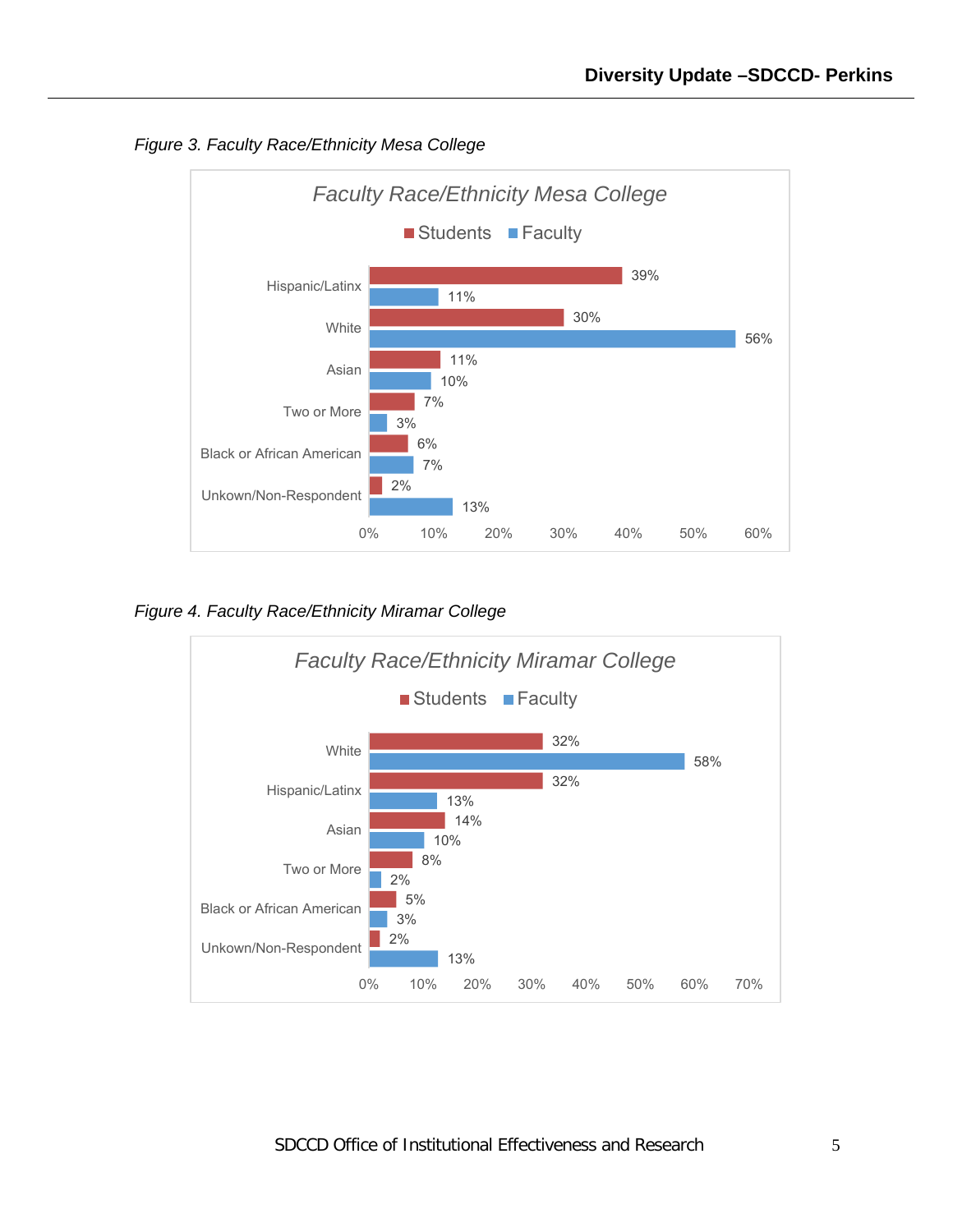*Figure 3. Faculty Race/Ethnicity Mesa College*

| Race/Ethnicity | Students | Faculty |
|---|---|---|
| Hispanic/Latinx | 39% | 11% |
| White | 30% | 56% |
| Asian | 11% | 10% |
| Two or More | 7% | 3% |
| Black or African American | 6% | 7% |
| Unkown/Non-Respondent | 2% | 13% |

*Figure 4. Faculty Race/Ethnicity Miramar College*

| Race/Ethnicity | Students | Faculty |
|---|---|---|
| White | 32% | 58% |
| Hispanic/Latinx | 32% | 13% |
| Asian | 14% | 10% |
| Two or More | 8% | 2% |
| Black or African American | 5% | 3% |
| Unkown/Non-Respondent | 2% | 13% |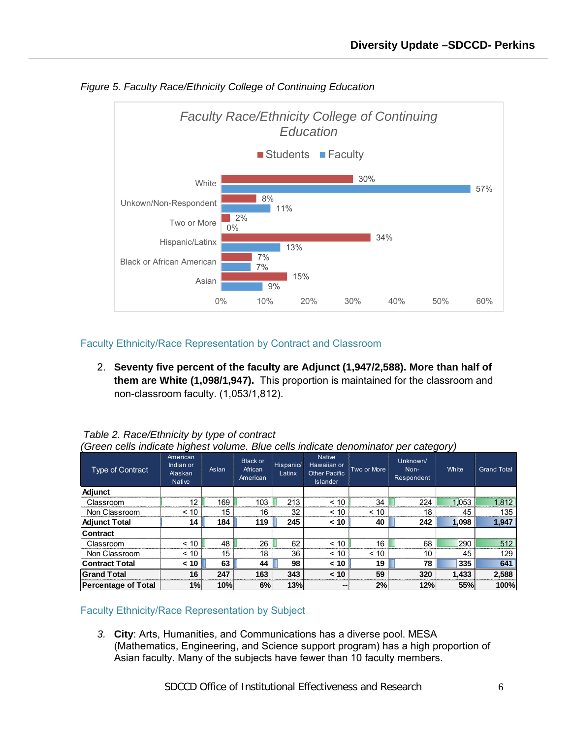*Figure 5. Faculty Race/Ethnicity College of Continuing Education*

**Faculty Race/Ethnicity College of Continuing Education**

| | Students | Faculty |
|---|---|---|
| White | 30% | 57% |
| Unkown/Non-Respondent | 8% | 11% |
| Two or More | 2% | 0% |
| Hispanic/Latinx | 34% | 13% |
| Black or African American | 7% | 7% |
| Asian | 15% | 9% |

### Faculty Ethnicity/Race Representation by Contract and Classroom

2. **Seventy five percent of the faculty are Adjunct (1,947/2,588). More than half of them are White (1,098/1,947).** This proportion is maintained for the classroom and non-classroom faculty. (1,053/1,812).

*Table 2. Race/Ethnicity by type of contract*
*(Green cells indicate highest volume. Blue cells indicate denominator per category)*

| Type of Contract | American Indian or Alaskan Native | Asian | Black or African American | Hispanic/ Latinx | Native Hawaiian or Other Pacific Islander | Two or More | Unknown/ Non-Respondent | White | Grand Total |
|---|---|---|---|---|---|---|---|---|---|
| **Adjunct** | | | | | | | | | |
| Classroom | 12 | 169 | 103 | 213 | < 10 | 34 | 224 | 1,053 | 1,812 |
| Non Classroom | < 10 | 15 | 16 | 32 | < 10 | < 10 | 18 | 45 | 135 |
| **Adjunct Total** | **14** | **184** | **119** | **245** | **< 10** | **40** | **242** | **1,098** | **1,947** |
| **Contract** | | | | | | | | | |
| Classroom | < 10 | 48 | 26 | 62 | < 10 | 16 | 68 | 290 | 512 |
| Non Classroom | < 10 | 15 | 18 | 36 | < 10 | < 10 | 10 | 45 | 129 |
| **Contract Total** | **< 10** | **63** | **44** | **98** | **< 10** | **19** | **78** | **335** | **641** |
| **Grand Total** | **16** | **247** | **163** | **343** | **< 10** | **59** | **320** | **1,433** | **2,588** |
| **Percentage of Total** | **1%** | **10%** | **6%** | **13%** | **--** | **2%** | **12%** | **55%** | **100%** |

### Faculty Ethnicity/Race Representation by Subject

3. **City**: Arts, Humanities, and Communications has a diverse pool. MESA (Mathematics, Engineering, and Science support program) has a high proportion of Asian faculty. Many of the subjects have fewer than 10 faculty members.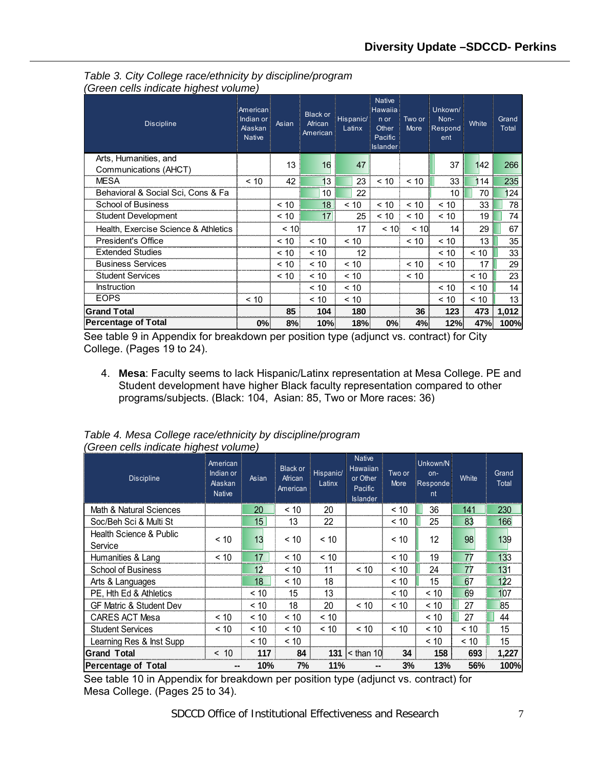*Table 3. City College race/ethnicity by discipline/program (Green cells indicate highest volume)*

| Discipline | American Indian or Alaskan Native | Asian | Black or African American | Hispanic/ Latinx | Native Hawaiian or Other Pacific Islander | Two or More | Unkown/ Non-Respondent | White | Grand Total |
|---|---|---|---|---|---|---|---|---|---|
| Arts, Humanities, and Communications (AHCT) | | 13 | 16 | 47 | | | 37 | 142 | 266 |
| MESA | < 10 | 42 | 13 | 23 | < 10 | < 10 | 33 | 114 | 235 |
| Behavioral & Social Sci, Cons & Fa | | | 10 | 22 | | | 10 | 70 | 124 |
| School of Business | | < 10 | 18 | < 10 | < 10 | < 10 | < 10 | 33 | 78 |
| Student Development | | < 10 | 17 | 25 | < 10 | < 10 | < 10 | 19 | 74 |
| Health, Exercise Science & Athletics | | < 10 | | 17 | < 10 | < 10 | 14 | 29 | 67 |
| President's Office | | < 10 | < 10 | < 10 | | < 10 | < 10 | 13 | 35 |
| Extended Studies | | < 10 | < 10 | 12 | | | < 10 | < 10 | 33 |
| Business Services | | < 10 | < 10 | < 10 | | < 10 | < 10 | 17 | 29 |
| Student Services | | < 10 | < 10 | < 10 | | < 10 | | < 10 | 23 |
| Instruction | | | < 10 | < 10 | | | < 10 | < 10 | 14 |
| EOPS | < 10 | | < 10 | < 10 | | | < 10 | < 10 | 13 |
| **Grand Total** | | **85** | **104** | **180** | | **36** | **123** | **473** | **1,012** |
| **Percentage of Total** | **0%** | **8%** | **10%** | **18%** | **0%** | **4%** | **12%** | **47%** | **100%** |

See table 9 in Appendix for breakdown per position type (adjunct vs. contract) for City College. (Pages 19 to 24).

4. **Mesa**: Faculty seems to lack Hispanic/Latinx representation at Mesa College. PE and Student development have higher Black faculty representation compared to other programs/subjects. (Black: 104, Asian: 85, Two or More races: 36)

*Table 4. Mesa College race/ethnicity by discipline/program (Green cells indicate highest volume)*

| Discipline | American Indian or Alaskan Native | Asian | Black or African American | Hispanic/ Latinx | Native Hawaiian or Other Pacific Islander | Two or More | Unkown/Non-Respondent | White | Grand Total |
|---|---|---|---|---|---|---|---|---|---|
| Math & Natural Sciences | | 20 | < 10 | 20 | | < 10 | 36 | 141 | 230 |
| Soc/Beh Sci & Multi St | | 15 | 13 | 22 | | < 10 | 25 | 83 | 166 |
| Health Science & Public Service | < 10 | 13 | < 10 | < 10 | | < 10 | 12 | 98 | 139 |
| Humanities & Lang | < 10 | 17 | < 10 | < 10 | | < 10 | 19 | 77 | 133 |
| School of Business | | 12 | < 10 | 11 | < 10 | < 10 | 24 | 77 | 131 |
| Arts & Languages | | 18 | < 10 | 18 | | < 10 | 15 | 67 | 122 |
| PE, Hth Ed & Athletics | | < 10 | 15 | 13 | | < 10 | < 10 | 69 | 107 |
| GF Matric & Student Dev | | < 10 | 18 | 20 | < 10 | < 10 | < 10 | 27 | 85 |
| CARES ACT Mesa | < 10 | < 10 | < 10 | < 10 | | | < 10 | 27 | 44 |
| Student Services | < 10 | < 10 | < 10 | < 10 | < 10 | < 10 | < 10 | < 10 | 15 |
| Learning Res & Inst Supp | | < 10 | < 10 | | | | < 10 | < 10 | 15 |
| **Grand Total** | **< 10** | **117** | **84** | **131** | **< than 10** | **34** | **158** | **693** | **1,227** |
| **Percentage of Total** | **--** | **10%** | **7%** | **11%** | **--** | **3%** | **13%** | **56%** | **100%** |

See table 10 in Appendix for breakdown per position type (adjunct vs. contract) for Mesa College. (Pages 25 to 34).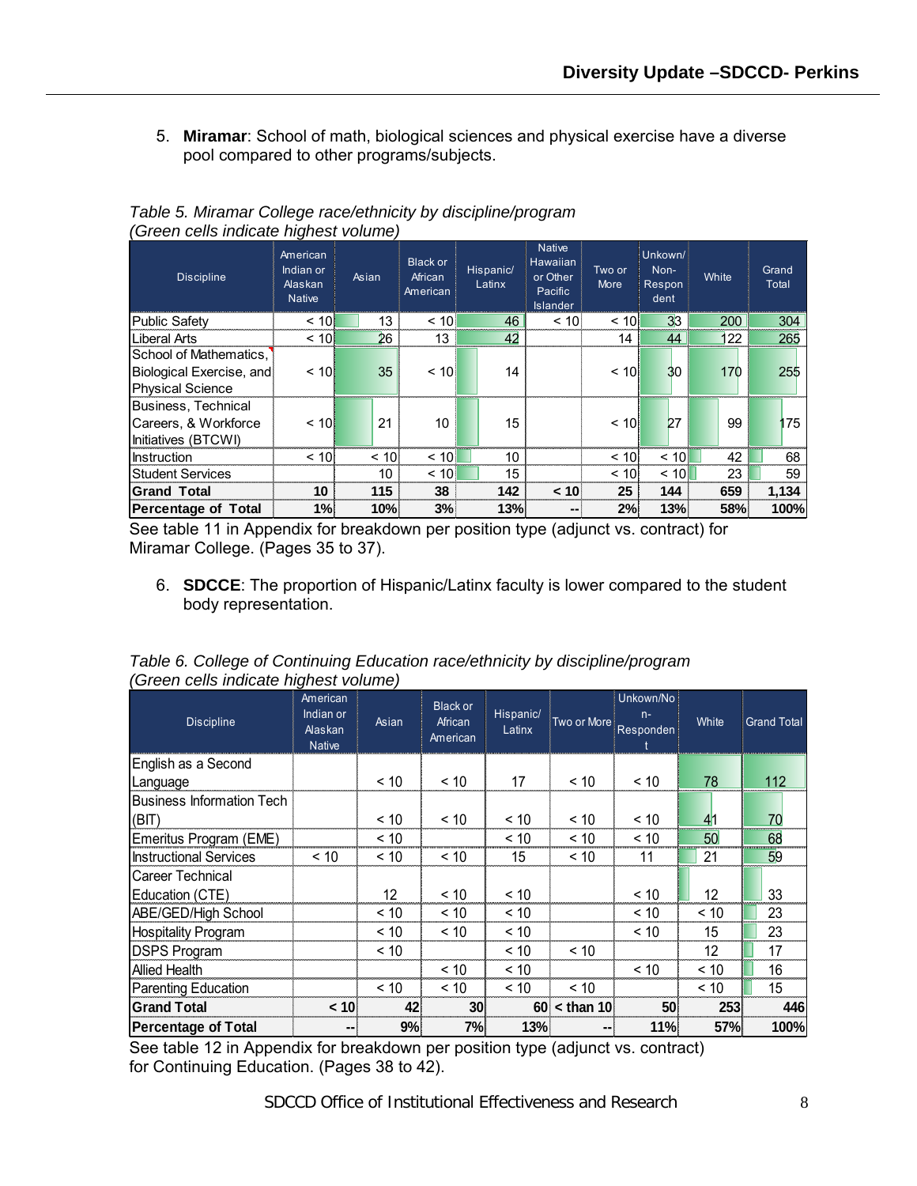5. **Miramar**: School of math, biological sciences and physical exercise have a diverse pool compared to other programs/subjects.

*Table 5. Miramar College race/ethnicity by discipline/program (Green cells indicate highest volume)*

| Discipline | American Indian or Alaskan Native | Asian | Black or African American | Hispanic/ Latinx | Native Hawaiian or Other Pacific Islander | Two or More | Unkown/ Non-Respondent | White | Grand Total |
|---|---|---|---|---|---|---|---|---|---|
| Public Safety | < 10 | 13 | < 10 | 46 | < 10 | < 10 | 33 | 200 | 304 |
| Liberal Arts | < 10 | 26 | 13 | 42 | | 14 | 44 | 122 | 265 |
| School of Mathematics, Biological Exercise, and Physical Science | < 10 | 35 | < 10 | 14 | | < 10 | 30 | 170 | 255 |
| Business, Technical Careers, & Workforce Initiatives (BTCWI) | < 10 | 21 | 10 | 15 | | < 10 | 27 | 99 | 175 |
| Instruction | < 10 | < 10 | < 10 | 10 | | < 10 | < 10 | 42 | 68 |
| Student Services | | 10 | < 10 | 15 | | < 10 | < 10 | 23 | 59 |
| **Grand Total** | **10** | **115** | **38** | **142** | **< 10** | **25** | **144** | **659** | **1,134** |
| **Percentage of Total** | **1%** | **10%** | **3%** | **13%** | **--** | **2%** | **13%** | **58%** | **100%** |

See table 11 in Appendix for breakdown per position type (adjunct vs. contract) for Miramar College. (Pages 35 to 37).

6. **SDCCE**: The proportion of Hispanic/Latinx faculty is lower compared to the student body representation.

*Table 6. College of Continuing Education race/ethnicity by discipline/program (Green cells indicate highest volume)*

| Discipline | American Indian or Alaskan Native | Asian | Black or African American | Hispanic/ Latinx | Two or More | Unkown/Non-Respondent | White | Grand Total |
|---|---|---|---|---|---|---|---|---|
| English as a Second Language | | < 10 | < 10 | 17 | < 10 | < 10 | 78 | 112 |
| Business Information Tech (BIT) | | < 10 | < 10 | < 10 | < 10 | < 10 | 41 | 70 |
| Emeritus Program (EME) | | < 10 | | < 10 | < 10 | < 10 | 50 | 68 |
| Instructional Services | < 10 | < 10 | < 10 | 15 | < 10 | 11 | 21 | 59 |
| Career Technical Education (CTE) | | 12 | < 10 | < 10 | | < 10 | 12 | 33 |
| ABE/GED/High School | | < 10 | < 10 | < 10 | | < 10 | < 10 | 23 |
| Hospitality Program | | < 10 | < 10 | < 10 | | < 10 | 15 | 23 |
| DSPS Program | | < 10 | | < 10 | < 10 | | 12 | 17 |
| Allied Health | | | < 10 | < 10 | | < 10 | < 10 | 16 |
| Parenting Education | | < 10 | < 10 | < 10 | < 10 | | < 10 | 15 |
| **Grand Total** | **< 10** | **42** | **30** | **60** | **< than 10** | **50** | **253** | **446** |
| **Percentage of Total** | **--** | **9%** | **7%** | **13%** | **--** | **11%** | **57%** | **100%** |

See table 12 in Appendix for breakdown per position type (adjunct vs. contract) for Continuing Education. (Pages 38 to 42).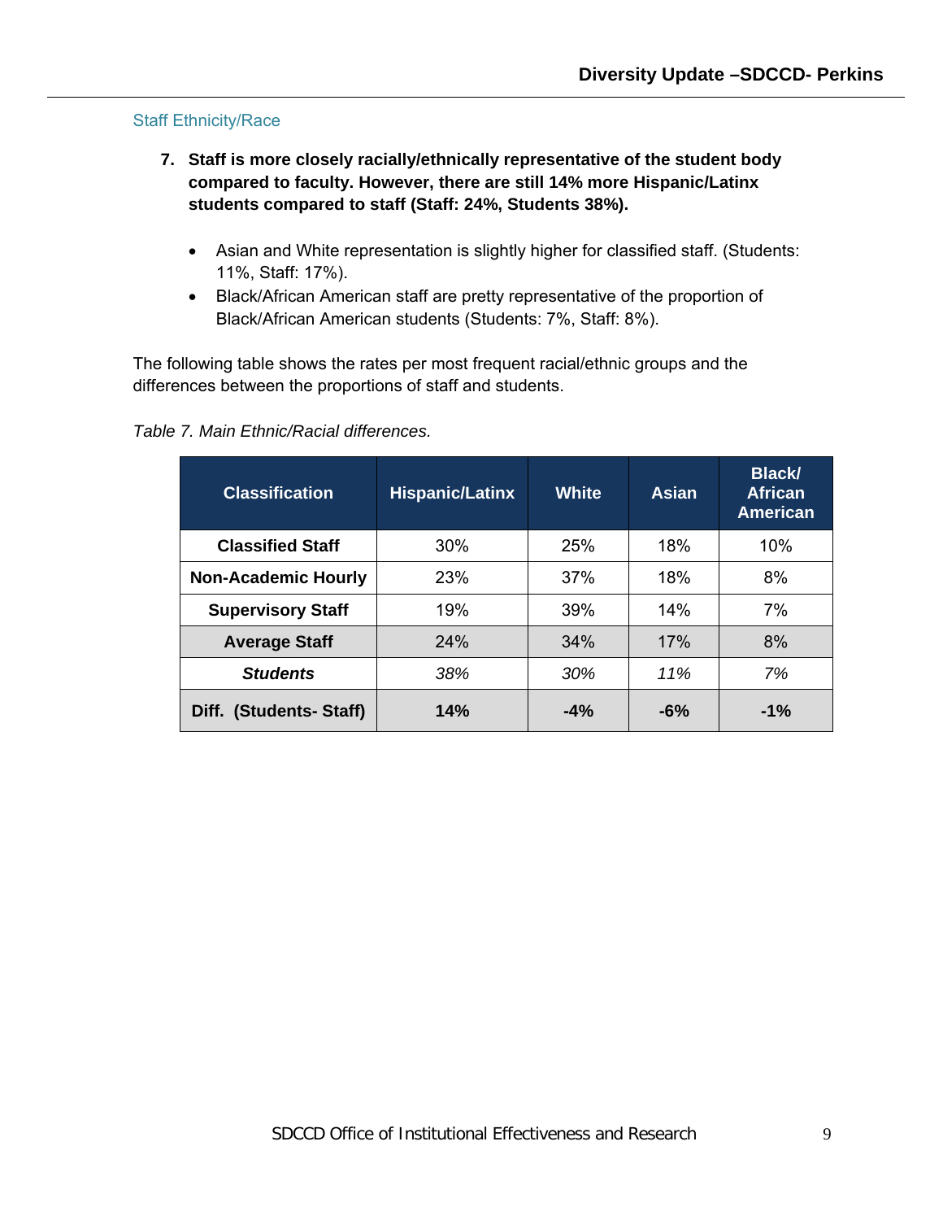### Staff Ethnicity/Race

7. **Staff is more closely racially/ethnically representative of the student body compared to faculty. However, there are still 14% more Hispanic/Latinx students compared to staff (Staff: 24%, Students 38%).**

   - Asian and White representation is slightly higher for classified staff. (Students: 11%, Staff: 17%).
   - Black/African American staff are pretty representative of the proportion of Black/African American students (Students: 7%, Staff: 8%).

The following table shows the rates per most frequent racial/ethnic groups and the differences between the proportions of staff and students.

*Table 7. Main Ethnic/Racial differences.*

| Classification | Hispanic/Latinx | White | Asian | Black/ African American |
|---|---|---|---|---|
| **Classified Staff** | 30% | 25% | 18% | 10% |
| **Non-Academic Hourly** | 23% | 37% | 18% | 8% |
| **Supervisory Staff** | 19% | 39% | 14% | 7% |
| **Average Staff** | 24% | 34% | 17% | 8% |
| ***Students*** | *38%* | *30%* | *11%* | *7%* |
| **Diff. (Students- Staff)** | **14%** | **-4%** | **-6%** | **-1%** |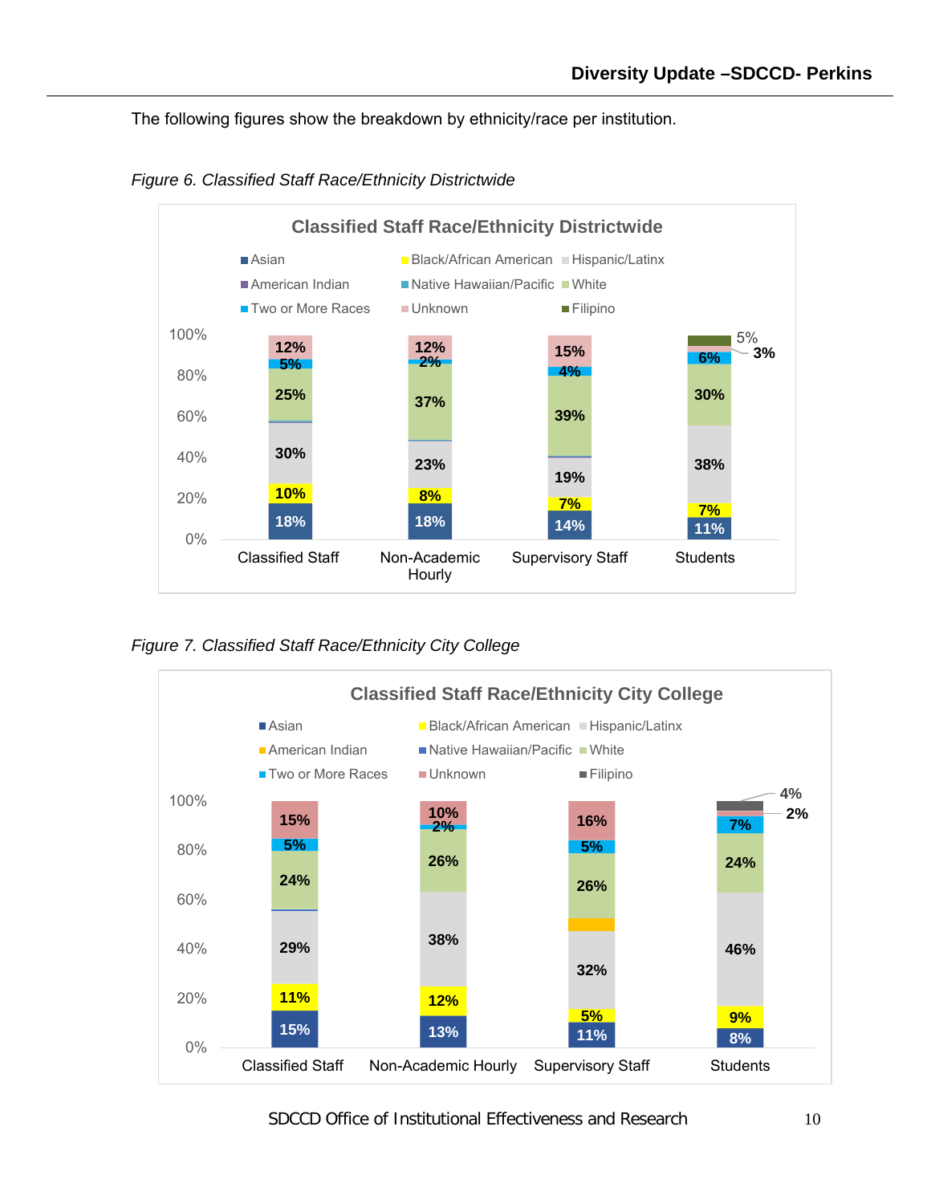The following figures show the breakdown by ethnicity/race per institution.

*Figure 6. Classified Staff Race/Ethnicity Districtwide*

**Classified Staff Race/Ethnicity Districtwide**

| | Classified Staff | Non-Academic Hourly | Supervisory Staff | Students |
|---|---|---|---|---|
| Asian | 18% | 18% | 14% | 11% |
| Black/African American | 10% | 8% | 7% | 7% |
| Hispanic/Latinx | 30% | 23% | 19% | 38% |
| White | 25% | 37% | 39% | 30% |
| Two or More Races | 5% | 2% | 4% | 6% |
| Unknown | 12% | 12% | 15% | 3% |
| Filipino | | | | 5% |

*Figure 7. Classified Staff Race/Ethnicity City College*

**Classified Staff Race/Ethnicity City College**

| | Classified Staff | Non-Academic Hourly | Supervisory Staff | Students |
|---|---|---|---|---|
| Asian | 15% | 13% | 11% | 8% |
| Black/African American | 11% | 12% | 5% | 9% |
| Hispanic/Latinx | 29% | 38% | 32% | 46% |
| White | 24% | 26% | 26% | 24% |
| Two or More Races | 5% | 2% | 5% | 7% |
| Unknown | 15% | 10% | 16% | 2% |
| Filipino | | | | 4% |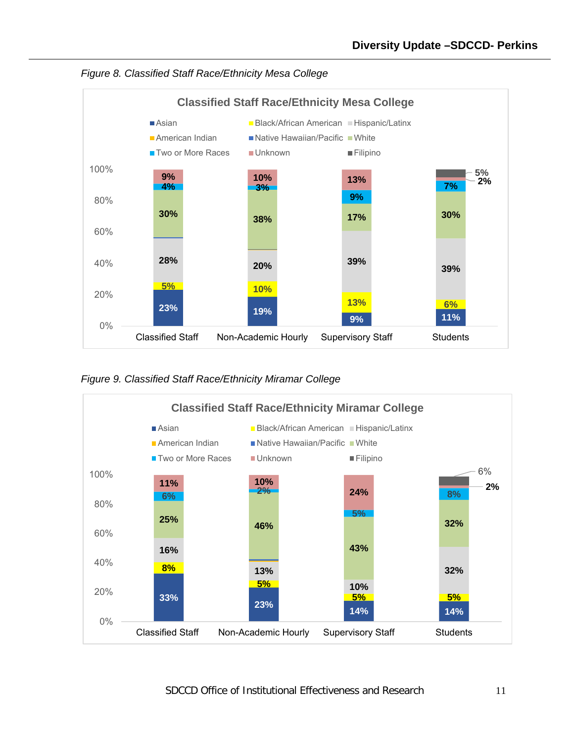*Figure 8. Classified Staff Race/Ethnicity Mesa College*

**Classified Staff Race/Ethnicity Mesa College**

| | Classified Staff | Non-Academic Hourly | Supervisory Staff | Students |
|---|---|---|---|---|
| Asian | 23% | 19% | 9% | 11% |
| Black/African American | 5% | 10% | 13% | 6% |
| Hispanic/Latinx | 28% | 20% | 39% | 39% |
| White | 30% | 38% | 17% | 30% |
| Two or More Races | 4% | 3% | 9% | 7% |
| Unknown | 9% | 10% | 13% | 2% |
| Filipino | | | | 5% |

*Figure 9. Classified Staff Race/Ethnicity Miramar College*

**Classified Staff Race/Ethnicity Miramar College**

| | Classified Staff | Non-Academic Hourly | Supervisory Staff | Students |
|---|---|---|---|---|
| Asian | 33% | 23% | 14% | 14% |
| Black/African American | 8% | 5% | 5% | 5% |
| Hispanic/Latinx | 16% | 13% | 10% | 32% |
| White | 25% | 46% | 43% | 32% |
| Two or More Races | 6% | 2% | 5% | 8% |
| Unknown | 11% | 10% | 24% | 2% |
| Filipino | | | | 6% |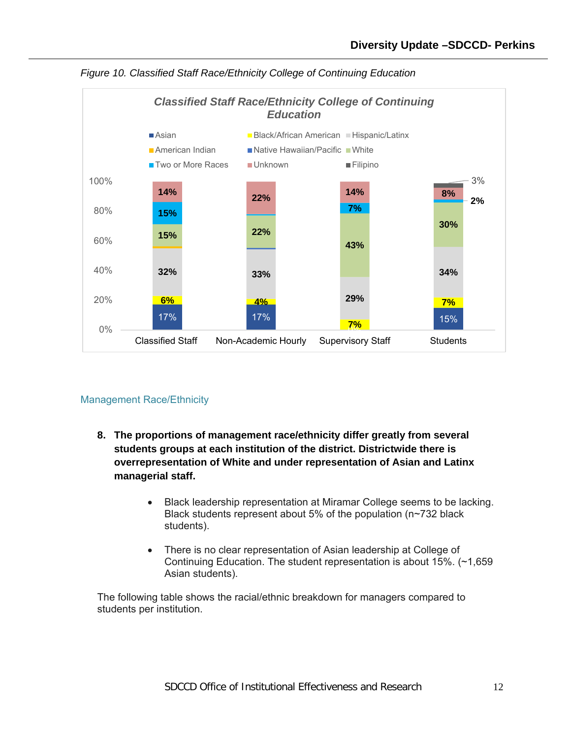*Figure 10. Classified Staff Race/Ethnicity College of Continuing Education*

### Management Race/Ethnicity

8. **The proportions of management race/ethnicity differ greatly from several students groups at each institution of the district. Districtwide there is overrepresentation of White and under representation of Asian and Latinx managerial staff.**

    - Black leadership representation at Miramar College seems to be lacking. Black students represent about 5% of the population (n~732 black students).
    - There is no clear representation of Asian leadership at College of Continuing Education. The student representation is about 15%. (~1,659 Asian students).

The following table shows the racial/ethnic breakdown for managers compared to students per institution.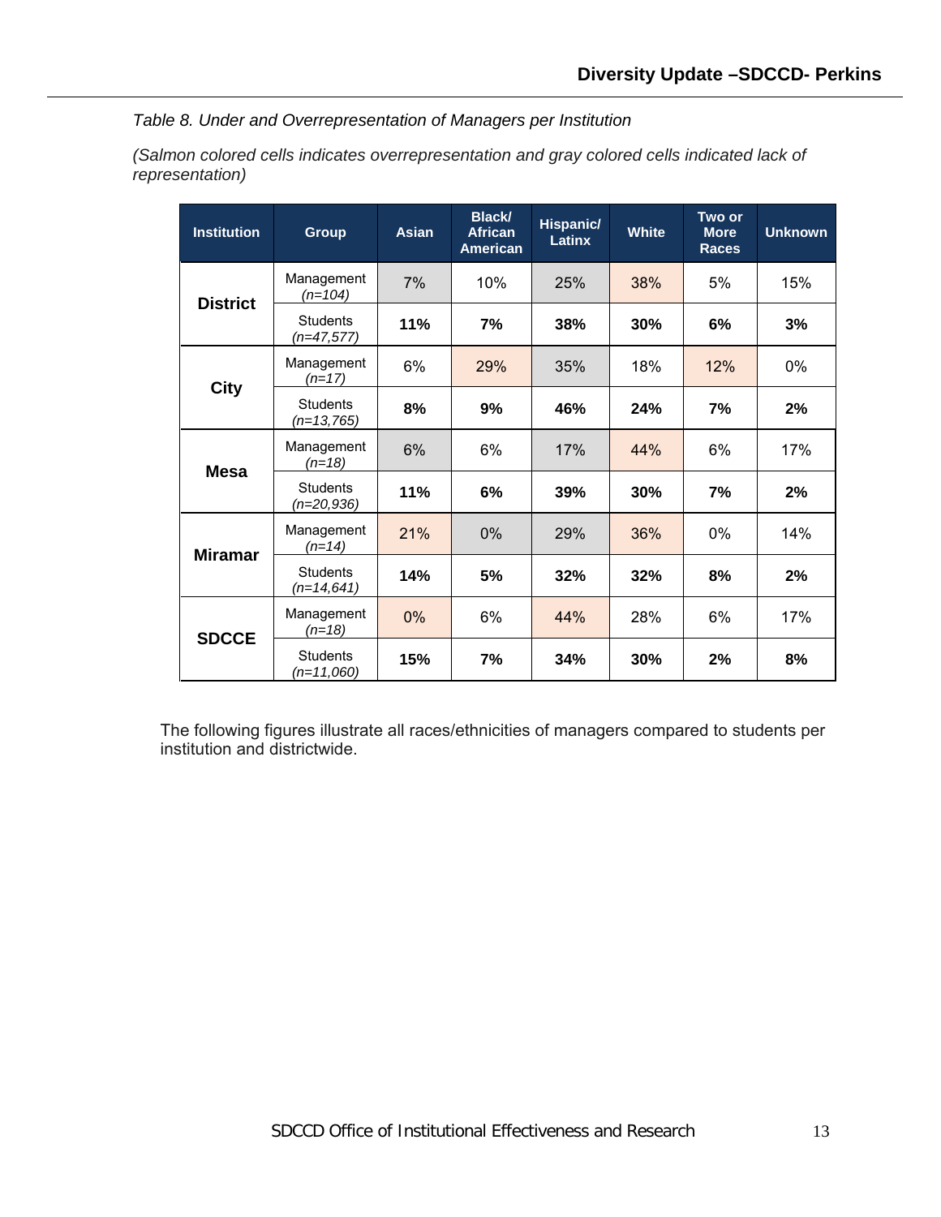*Table 8. Under and Overrepresentation of Managers per Institution*

*(Salmon colored cells indicates overrepresentation and gray colored cells indicated lack of representation)*

| Institution | Group | Asian | Black/ African American | Hispanic/ Latinx | White | Two or More Races | Unknown |
|---|---|---|---|---|---|---|---|
| **District** | Management *(n=104)* | 7% | 10% | 25% | 38% | 5% | 15% |
| | Students *(n=47,577)* | **11%** | **7%** | **38%** | **30%** | **6%** | **3%** |
| **City** | Management *(n=17)* | 6% | 29% | 35% | 18% | 12% | 0% |
| | Students *(n=13,765)* | **8%** | **9%** | **46%** | **24%** | **7%** | **2%** |
| **Mesa** | Management *(n=18)* | 6% | 6% | 17% | 44% | 6% | 17% |
| | Students *(n=20,936)* | **11%** | **6%** | **39%** | **30%** | **7%** | **2%** |
| **Miramar** | Management *(n=14)* | 21% | 0% | 29% | 36% | 0% | 14% |
| | Students *(n=14,641)* | **14%** | **5%** | **32%** | **32%** | **8%** | **2%** |
| **SDCCE** | Management *(n=18)* | 0% | 6% | 44% | 28% | 6% | 17% |
| | Students *(n=11,060)* | **15%** | **7%** | **34%** | **30%** | **2%** | **8%** |

The following figures illustrate all races/ethnicities of managers compared to students per institution and districtwide.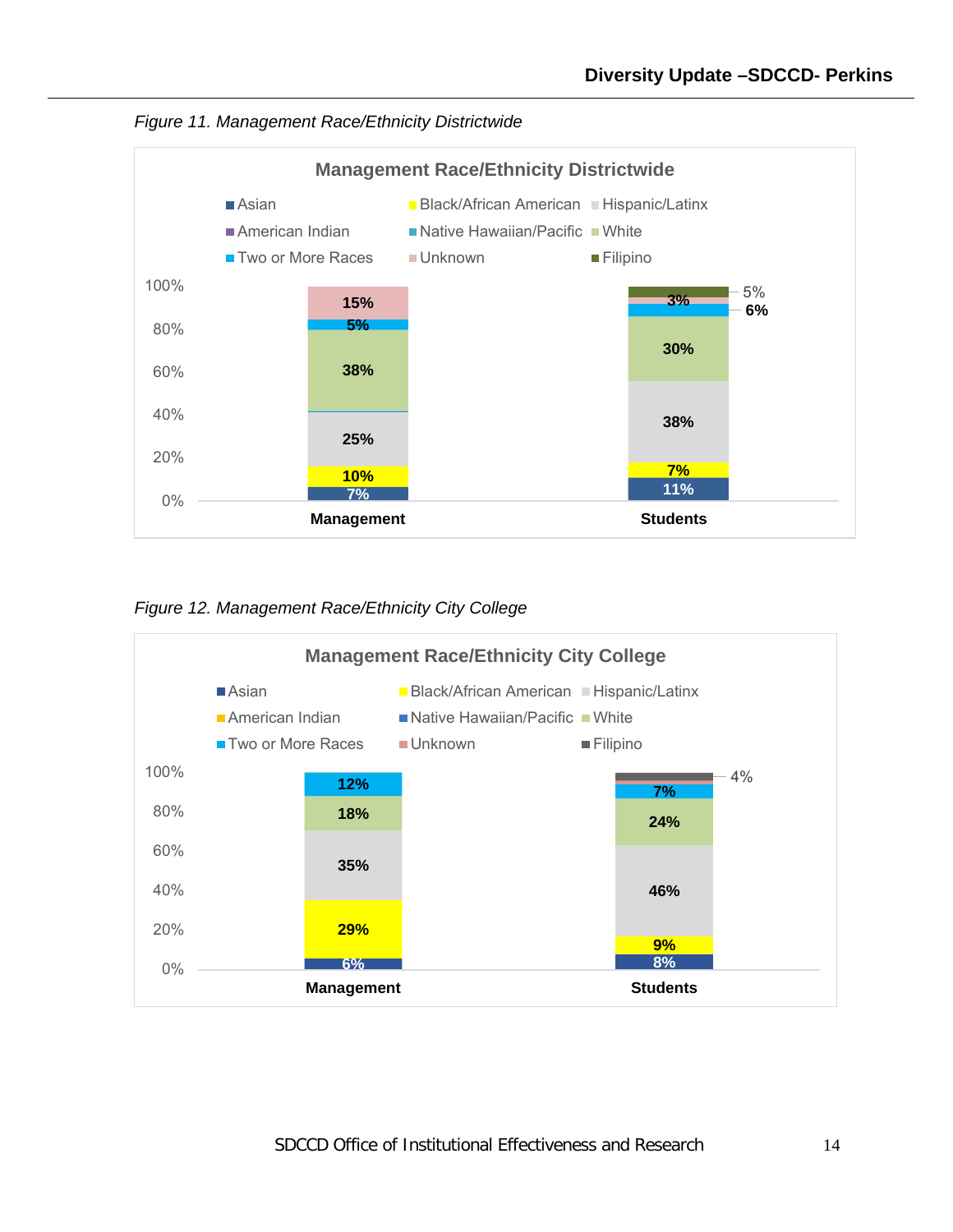*Figure 11. Management Race/Ethnicity Districtwide*

**Management Race/Ethnicity Districtwide**

| | Management | Students |
|---|---|---|
| Asian | 7% | 11% |
| Black/African American | 10% | 7% |
| Hispanic/Latinx | 25% | 38% |
| White | 38% | 30% |
| Two or More Races | 5% | 6% |
| Unknown | 15% | 3% |
| Filipino | | 5% |

*Figure 12. Management Race/Ethnicity City College*

**Management Race/Ethnicity City College**

| | Management | Students |
|---|---|---|
| Asian | 6% | 8% |
| Black/African American | 29% | 9% |
| Hispanic/Latinx | 35% | 46% |
| White | 18% | 24% |
| Two or More Races | 12% | 7% |
| Filipino | | 4% |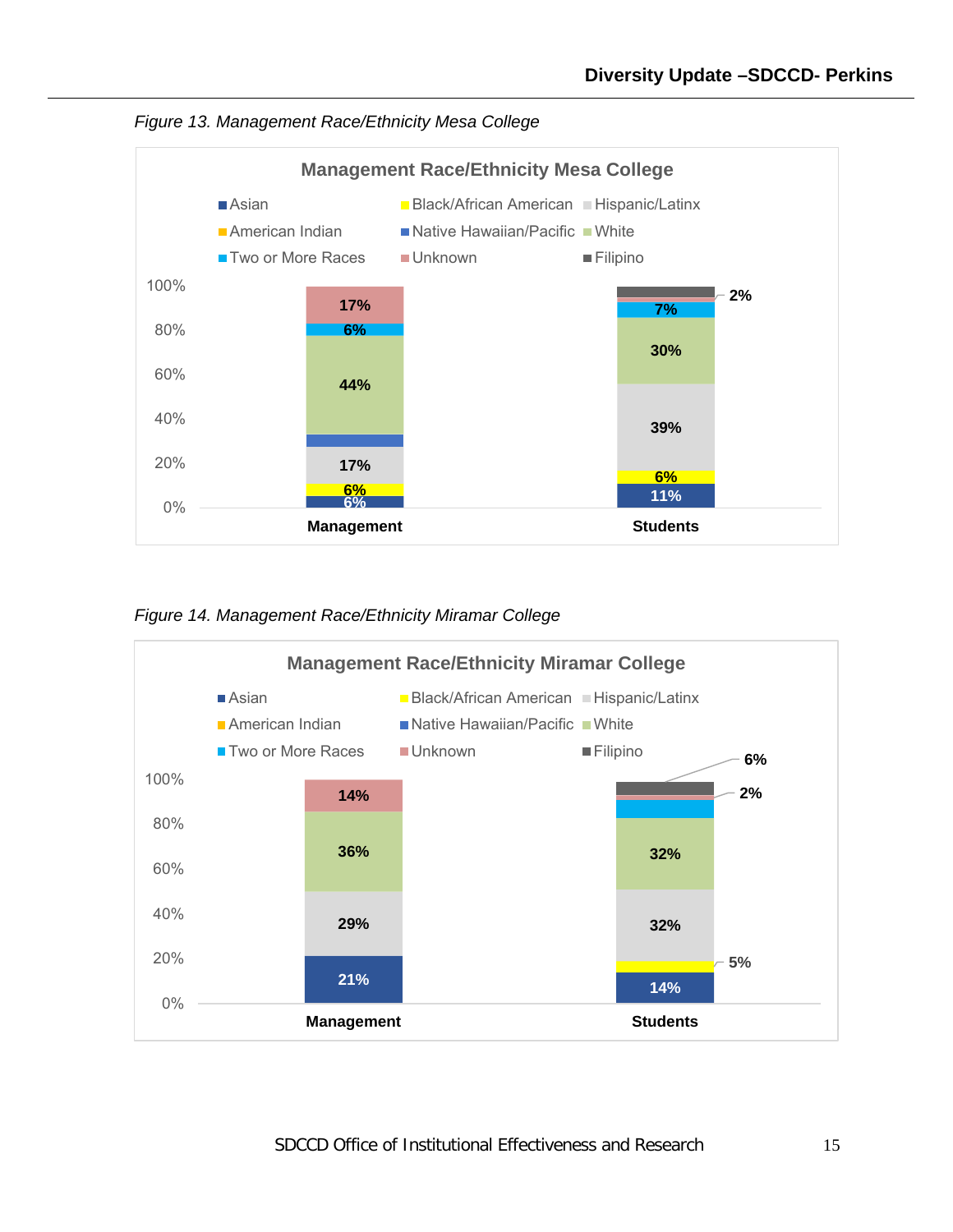*Figure 13. Management Race/Ethnicity Mesa College*

**Management Race/Ethnicity Mesa College**

| | Management | Students |
|---|---|---|
| Asian | 6% | 11% |
| Black/African American | 6% | 6% |
| Hispanic/Latinx | 17% | 39% |
| Native Hawaiian/Pacific | | |
| White | 44% | 30% |
| Two or More Races | 6% | 7% |
| Unknown | 17% | |
| Filipino | | 2% |

*Figure 14. Management Race/Ethnicity Miramar College*

**Management Race/Ethnicity Miramar College**

| | Management | Students |
|---|---|---|
| Asian | 21% | 14% |
| Black/African American | | 5% |
| Hispanic/Latinx | 29% | 32% |
| White | 36% | 32% |
| Two or More Races | | |
| Unknown | 14% | 2% |
| Filipino | | 6% |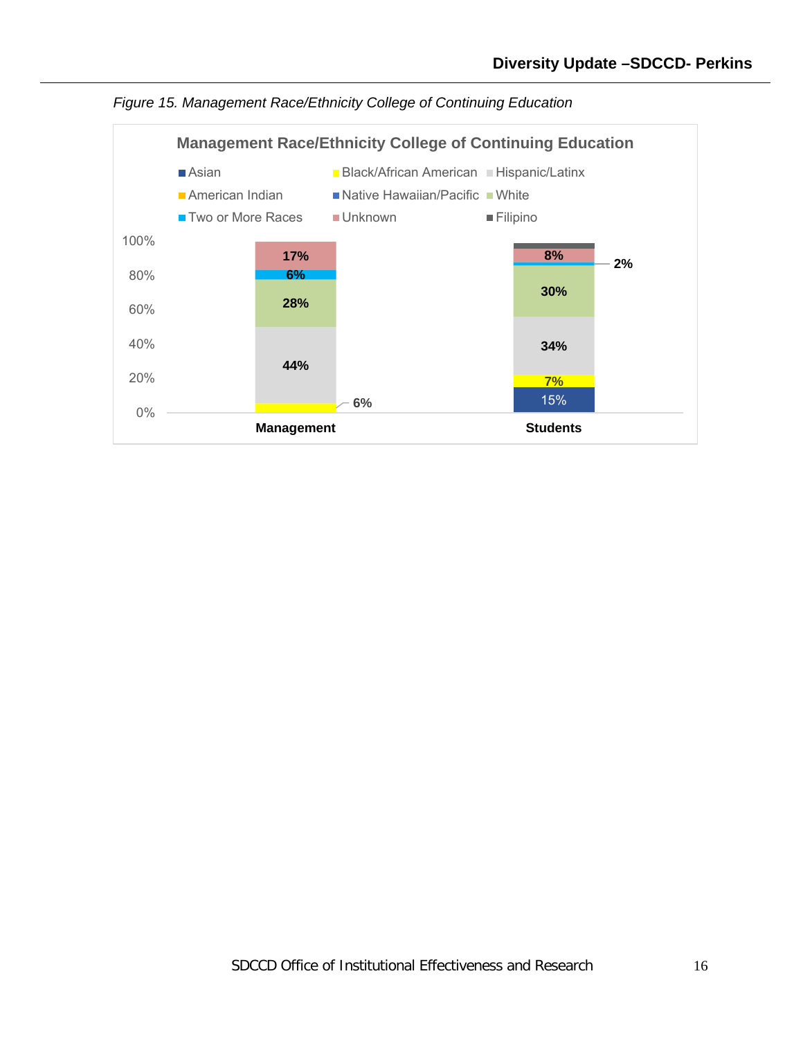*Figure 15. Management Race/Ethnicity College of Continuing Education*

**Management Race/Ethnicity College of Continuing Education**

| Race/Ethnicity | Management | Students |
|---|---|---|
| Asian | | 15% |
| Black/African American | 6% | 7% |
| Hispanic/Latinx | 44% | 34% |
| White | 28% | 30% |
| Two or More Races | 6% | 2% |
| Unknown | 17% | 8% |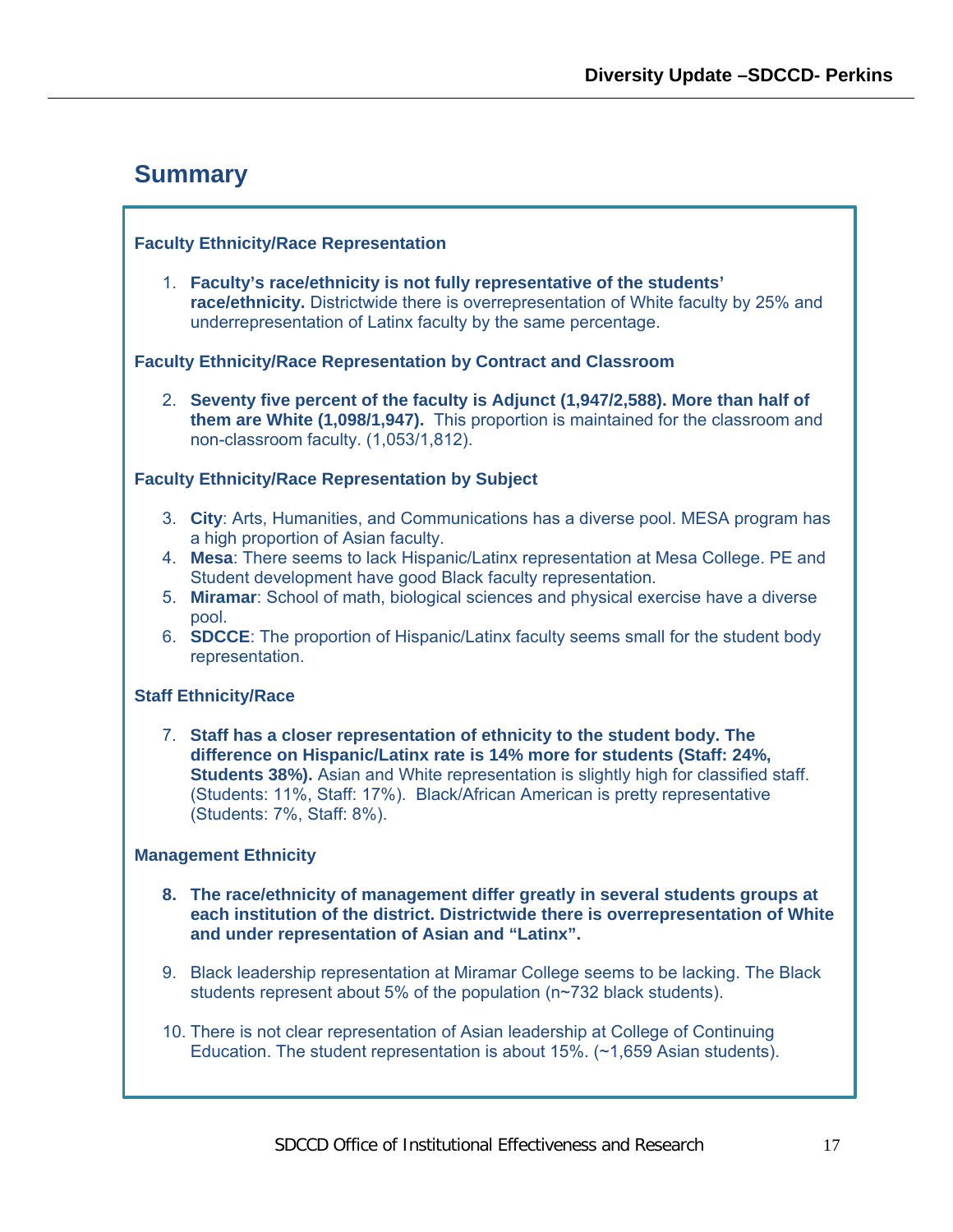## Summary

**Faculty Ethnicity/Race Representation**

1. **Faculty's race/ethnicity is not fully representative of the students' race/ethnicity.** Districtwide there is overrepresentation of White faculty by 25% and underrepresentation of Latinx faculty by the same percentage.

**Faculty Ethnicity/Race Representation by Contract and Classroom**

2. **Seventy five percent of the faculty is Adjunct (1,947/2,588). More than half of them are White (1,098/1,947).** This proportion is maintained for the classroom and non-classroom faculty. (1,053/1,812).

**Faculty Ethnicity/Race Representation by Subject**

3. **City**: Arts, Humanities, and Communications has a diverse pool. MESA program has a high proportion of Asian faculty.
4. **Mesa**: There seems to lack Hispanic/Latinx representation at Mesa College. PE and Student development have good Black faculty representation.
5. **Miramar**: School of math, biological sciences and physical exercise have a diverse pool.
6. **SDCCE**: The proportion of Hispanic/Latinx faculty seems small for the student body representation.

**Staff Ethnicity/Race**

7. **Staff has a closer representation of ethnicity to the student body. The difference on Hispanic/Latinx rate is 14% more for students (Staff: 24%, Students 38%).** Asian and White representation is slightly high for classified staff. (Students: 11%, Staff: 17%). Black/African American is pretty representative (Students: 7%, Staff: 8%).

**Management Ethnicity**

8. **The race/ethnicity of management differ greatly in several students groups at each institution of the district. Districtwide there is overrepresentation of White and under representation of Asian and "Latinx".**

9. Black leadership representation at Miramar College seems to be lacking. The Black students represent about 5% of the population (n~732 black students).

10. There is not clear representation of Asian leadership at College of Continuing Education. The student representation is about 15%. (~1,659 Asian students).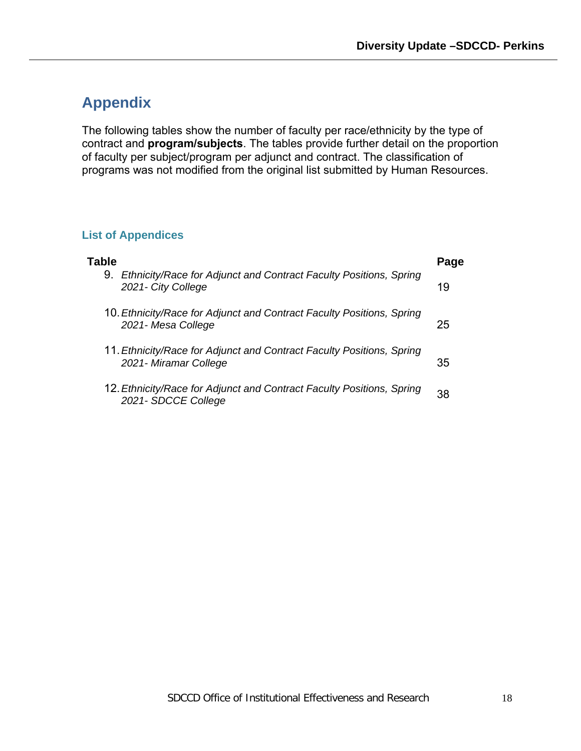# Appendix

The following tables show the number of faculty per race/ethnicity by the type of contract and **program/subjects**. The tables provide further detail on the proportion of faculty per subject/program per adjunct and contract. The classification of programs was not modified from the original list submitted by Human Resources.

### List of Appendices

| Table | Page |
|---|---|
| 9. *Ethnicity/Race for Adjunct and Contract Faculty Positions, Spring 2021- City College* | 19 |
| 10. *Ethnicity/Race for Adjunct and Contract Faculty Positions, Spring 2021- Mesa College* | 25 |
| 11. *Ethnicity/Race for Adjunct and Contract Faculty Positions, Spring 2021- Miramar College* | 35 |
| 12. *Ethnicity/Race for Adjunct and Contract Faculty Positions, Spring 2021- SDCCE College* | 38 |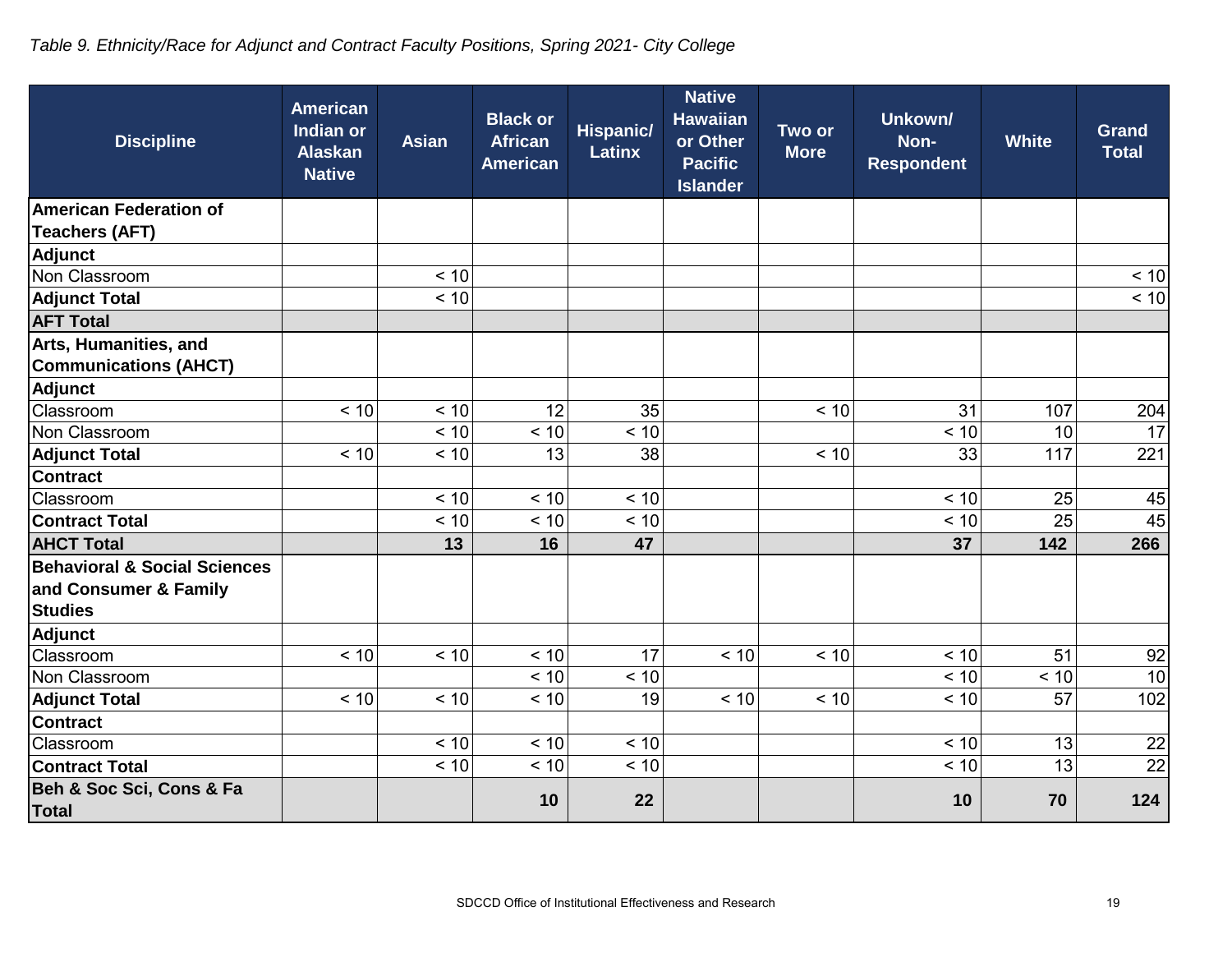*Table 9. Ethnicity/Race for Adjunct and Contract Faculty Positions, Spring 2021- City College*

| Discipline | American Indian or Alaskan Native | Asian | Black or African American | Hispanic/ Latinx | Native Hawaiian or Other Pacific Islander | Two or More | Unkown/ Non-Respondent | White | Grand Total |
|---|---|---|---|---|---|---|---|---|---|
| **American Federation of Teachers (AFT)** | | | | | | | | | |
| **Adjunct** | | | | | | | | | |
| Non Classroom | | < 10 | | | | | | | < 10 |
| **Adjunct Total** | | < 10 | | | | | | | < 10 |
| **AFT Total** | | | | | | | | | |
| **Arts, Humanities, and Communications (AHCT)** | | | | | | | | | |
| **Adjunct** | | | | | | | | | |
| Classroom | < 10 | < 10 | 12 | 35 | | < 10 | 31 | 107 | 204 |
| Non Classroom | | < 10 | < 10 | < 10 | | | < 10 | 10 | 17 |
| **Adjunct Total** | < 10 | < 10 | 13 | 38 | | < 10 | 33 | 117 | 221 |
| **Contract** | | | | | | | | | |
| Classroom | | < 10 | < 10 | < 10 | | | < 10 | 25 | 45 |
| **Contract Total** | | < 10 | < 10 | < 10 | | | < 10 | 25 | 45 |
| **AHCT Total** | | **13** | **16** | **47** | | | **37** | **142** | **266** |
| **Behavioral & Social Sciences and Consumer & Family Studies** | | | | | | | | | |
| **Adjunct** | | | | | | | | | |
| Classroom | < 10 | < 10 | < 10 | 17 | < 10 | < 10 | < 10 | 51 | 92 |
| Non Classroom | | | < 10 | < 10 | | | < 10 | < 10 | 10 |
| **Adjunct Total** | < 10 | < 10 | < 10 | 19 | < 10 | < 10 | < 10 | 57 | 102 |
| **Contract** | | | | | | | | | |
| Classroom | | < 10 | < 10 | < 10 | | | < 10 | 13 | 22 |
| **Contract Total** | | < 10 | < 10 | < 10 | | | < 10 | 13 | 22 |
| **Beh & Soc Sci, Cons & Fa Total** | | | **10** | **22** | | | **10** | **70** | **124** |

SDCCD Office of Institutional Effectiveness and Research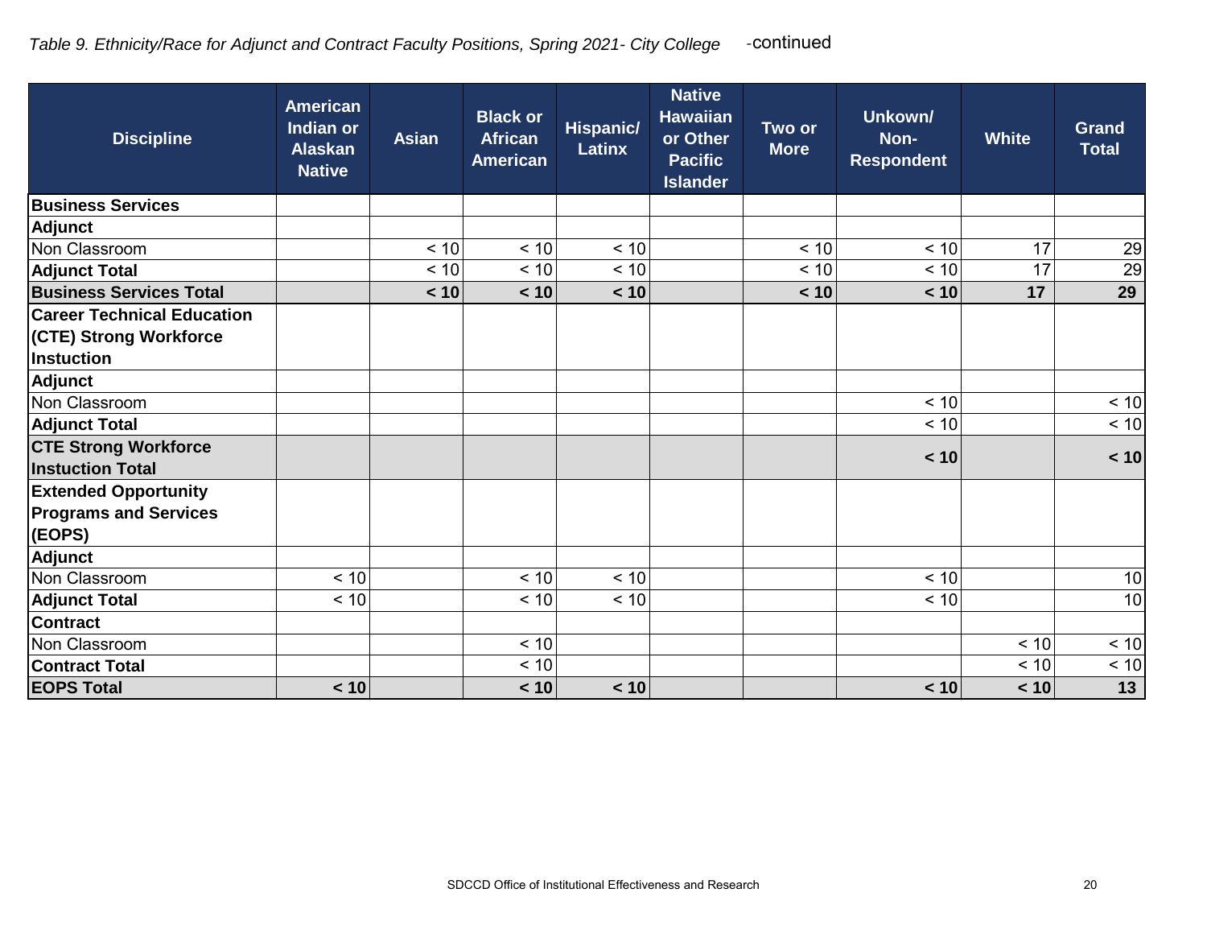*Table 9. Ethnicity/Race for Adjunct and Contract Faculty Positions, Spring 2021- City College* -continued

| Discipline | American Indian or Alaskan Native | Asian | Black or African American | Hispanic/ Latinx | Native Hawaiian or Other Pacific Islander | Two or More | Unkown/ Non-Respondent | White | Grand Total |
|---|---|---|---|---|---|---|---|---|---|
| **Business Services** | | | | | | | | | |
| **Adjunct** | | | | | | | | | |
| Non Classroom | | < 10 | < 10 | < 10 | | < 10 | < 10 | 17 | 29 |
| **Adjunct Total** | | < 10 | < 10 | < 10 | | < 10 | < 10 | 17 | 29 |
| **Business Services Total** | | **< 10** | **< 10** | **< 10** | | **< 10** | **< 10** | **17** | **29** |
| **Career Technical Education (CTE) Strong Workforce Instuction** | | | | | | | | | |
| **Adjunct** | | | | | | | | | |
| Non Classroom | | | | | | | < 10 | | < 10 |
| **Adjunct Total** | | | | | | | < 10 | | < 10 |
| **CTE Strong Workforce Instuction Total** | | | | | | | **< 10** | | **< 10** |
| **Extended Opportunity Programs and Services (EOPS)** | | | | | | | | | |
| **Adjunct** | | | | | | | | | |
| Non Classroom | < 10 | | < 10 | < 10 | | | < 10 | | 10 |
| **Adjunct Total** | < 10 | | < 10 | < 10 | | | < 10 | | 10 |
| **Contract** | | | | | | | | | |
| Non Classroom | | | < 10 | | | | | < 10 | < 10 |
| **Contract Total** | | | < 10 | | | | | < 10 | < 10 |
| **EOPS Total** | **< 10** | | **< 10** | **< 10** | | | **< 10** | **< 10** | **13** |

SDCCD Office of Institutional Effectiveness and Research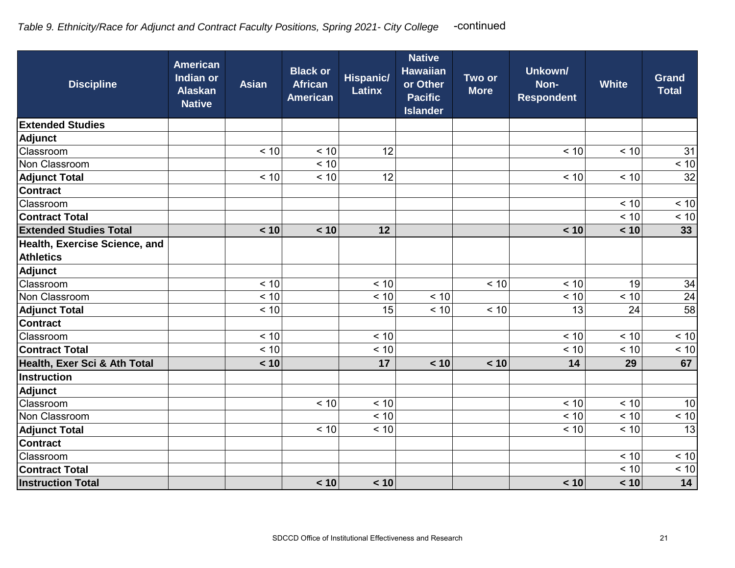*Table 9. Ethnicity/Race for Adjunct and Contract Faculty Positions, Spring 2021- City College* -continued

| Discipline | American Indian or Alaskan Native | Asian | Black or African American | Hispanic/ Latinx | Native Hawaiian or Other Pacific Islander | Two or More | Unkown/ Non-Respondent | White | Grand Total |
|---|---|---|---|---|---|---|---|---|---|
| **Extended Studies** | | | | | | | | | |
| **Adjunct** | | | | | | | | | |
| Classroom | | < 10 | < 10 | 12 | | | < 10 | < 10 | 31 |
| Non Classroom | | | < 10 | | | | | | < 10 |
| **Adjunct Total** | | < 10 | < 10 | 12 | | | < 10 | < 10 | 32 |
| **Contract** | | | | | | | | | |
| Classroom | | | | | | | | < 10 | < 10 |
| **Contract Total** | | | | | | | | < 10 | < 10 |
| **Extended Studies Total** | | **< 10** | **< 10** | **12** | | | **< 10** | **< 10** | **33** |
| **Health, Exercise Science, and Athletics** | | | | | | | | | |
| **Adjunct** | | | | | | | | | |
| Classroom | | < 10 | | < 10 | | < 10 | < 10 | 19 | 34 |
| Non Classroom | | < 10 | | < 10 | < 10 | | < 10 | < 10 | 24 |
| **Adjunct Total** | | < 10 | | 15 | < 10 | < 10 | 13 | 24 | 58 |
| **Contract** | | | | | | | | | |
| Classroom | | < 10 | | < 10 | | | < 10 | < 10 | < 10 |
| **Contract Total** | | < 10 | | < 10 | | | < 10 | < 10 | < 10 |
| **Health, Exer Sci & Ath Total** | | **< 10** | | **17** | **< 10** | **< 10** | **14** | **29** | **67** |
| **Instruction** | | | | | | | | | |
| **Adjunct** | | | | | | | | | |
| Classroom | | | < 10 | < 10 | | | < 10 | < 10 | 10 |
| Non Classroom | | | | < 10 | | | < 10 | < 10 | < 10 |
| **Adjunct Total** | | | < 10 | < 10 | | | < 10 | < 10 | 13 |
| **Contract** | | | | | | | | | |
| Classroom | | | | | | | | < 10 | < 10 |
| **Contract Total** | | | | | | | | < 10 | < 10 |
| **Instruction Total** | | | **< 10** | **< 10** | | | **< 10** | **< 10** | **14** |

SDCCD Office of Institutional Effectiveness and Research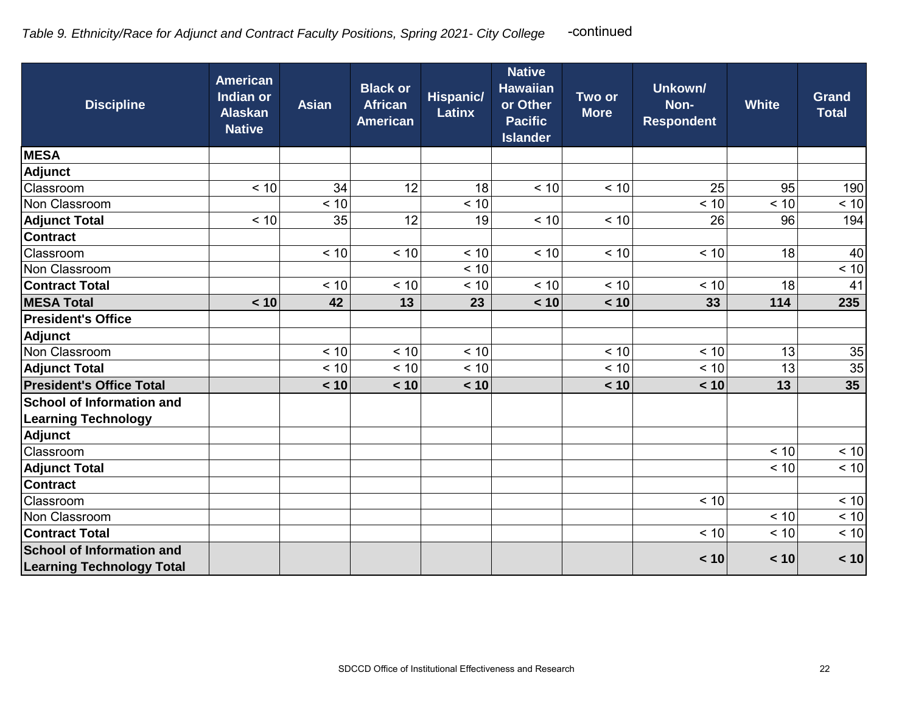*Table 9. Ethnicity/Race for Adjunct and Contract Faculty Positions, Spring 2021- City College* -continued

| Discipline | American Indian or Alaskan Native | Asian | Black or African American | Hispanic/ Latinx | Native Hawaiian or Other Pacific Islander | Two or More | Unkown/ Non-Respondent | White | Grand Total |
|---|---|---|---|---|---|---|---|---|---|
| **MESA** | | | | | | | | | |
| **Adjunct** | | | | | | | | | |
| Classroom | < 10 | 34 | 12 | 18 | < 10 | < 10 | 25 | 95 | 190 |
| Non Classroom | | < 10 | | < 10 | | | < 10 | < 10 | < 10 |
| **Adjunct Total** | < 10 | 35 | 12 | 19 | < 10 | < 10 | 26 | 96 | 194 |
| **Contract** | | | | | | | | | |
| Classroom | | < 10 | < 10 | < 10 | < 10 | < 10 | < 10 | 18 | 40 |
| Non Classroom | | | | < 10 | | | | | < 10 |
| **Contract Total** | | < 10 | < 10 | < 10 | < 10 | < 10 | < 10 | 18 | 41 |
| **MESA Total** | **< 10** | **42** | **13** | **23** | **< 10** | **< 10** | **33** | **114** | **235** |
| **President's Office** | | | | | | | | | |
| **Adjunct** | | | | | | | | | |
| Non Classroom | | < 10 | < 10 | < 10 | | < 10 | < 10 | 13 | 35 |
| **Adjunct Total** | | < 10 | < 10 | < 10 | | < 10 | < 10 | 13 | 35 |
| **President's Office Total** | | **< 10** | **< 10** | **< 10** | | **< 10** | **< 10** | **13** | **35** |
| **School of Information and Learning Technology** | | | | | | | | | |
| **Adjunct** | | | | | | | | | |
| Classroom | | | | | | | | < 10 | < 10 |
| **Adjunct Total** | | | | | | | | < 10 | < 10 |
| **Contract** | | | | | | | | | |
| Classroom | | | | | | | < 10 | | < 10 |
| Non Classroom | | | | | | | | < 10 | < 10 |
| **Contract Total** | | | | | | | < 10 | < 10 | < 10 |
| **School of Information and Learning Technology Total** | | | | | | | **< 10** | **< 10** | **< 10** |

SDCCD Office of Institutional Effectiveness and Research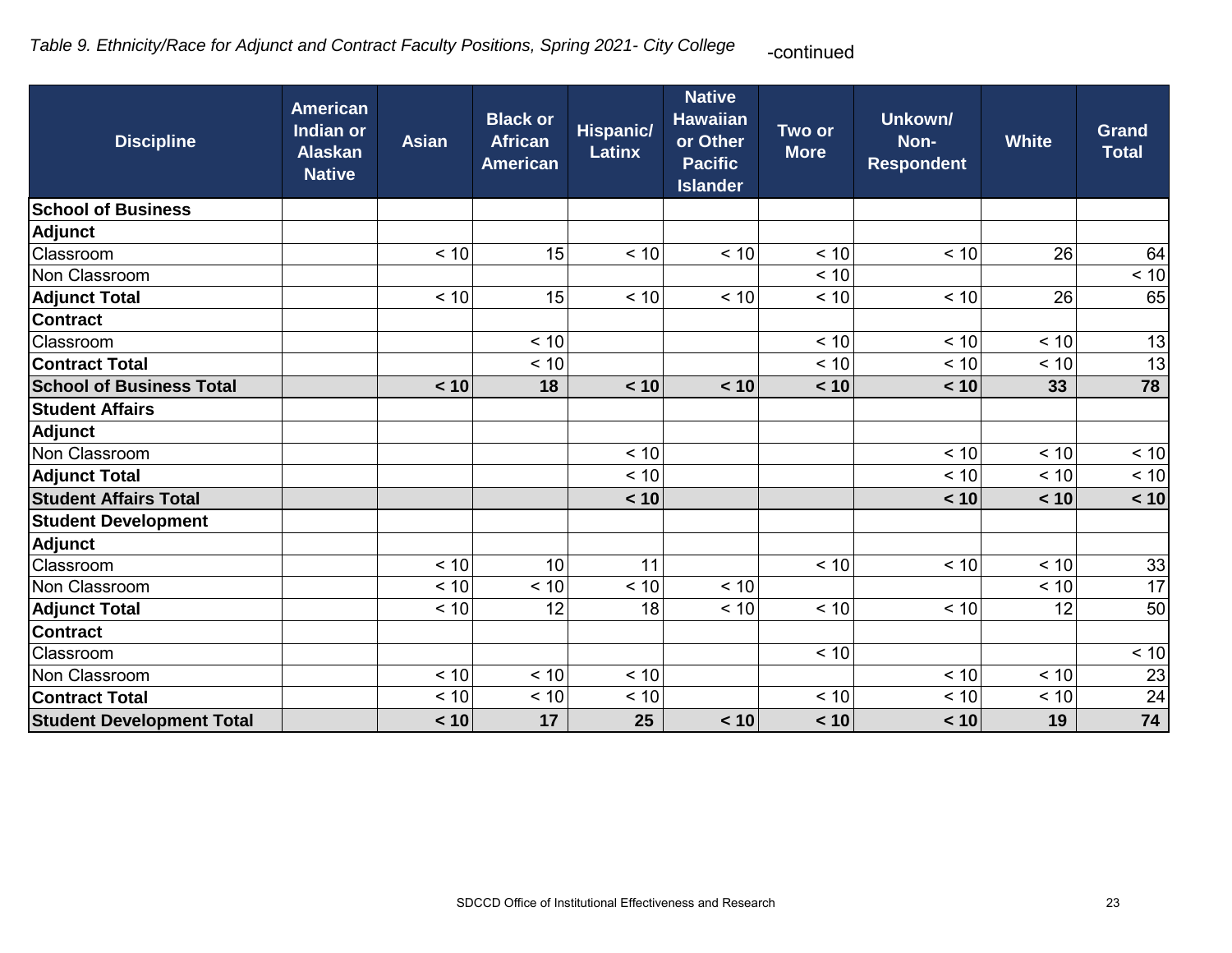*Table 9. Ethnicity/Race for Adjunct and Contract Faculty Positions, Spring 2021- City College* -continued

| Discipline | American Indian or Alaskan Native | Asian | Black or African American | Hispanic/ Latinx | Native Hawaiian or Other Pacific Islander | Two or More | Unkown/ Non-Respondent | White | Grand Total |
|---|---|---|---|---|---|---|---|---|---|
| **School of Business** | | | | | | | | | |
| **Adjunct** | | | | | | | | | |
| Classroom | | < 10 | 15 | < 10 | < 10 | < 10 | < 10 | 26 | 64 |
| Non Classroom | | | | | | < 10 | | | < 10 |
| **Adjunct Total** | | < 10 | 15 | < 10 | < 10 | < 10 | < 10 | 26 | 65 |
| **Contract** | | | | | | | | | |
| Classroom | | | < 10 | | | < 10 | < 10 | < 10 | 13 |
| **Contract Total** | | | < 10 | | | < 10 | < 10 | < 10 | 13 |
| **School of Business Total** | | **< 10** | **18** | **< 10** | **< 10** | **< 10** | **< 10** | **33** | **78** |
| **Student Affairs** | | | | | | | | | |
| **Adjunct** | | | | | | | | | |
| Non Classroom | | | | < 10 | | | < 10 | < 10 | < 10 |
| **Adjunct Total** | | | | < 10 | | | < 10 | < 10 | < 10 |
| **Student Affairs Total** | | | | **< 10** | | | **< 10** | **< 10** | **< 10** |
| **Student Development** | | | | | | | | | |
| **Adjunct** | | | | | | | | | |
| Classroom | | < 10 | 10 | 11 | | < 10 | < 10 | < 10 | 33 |
| Non Classroom | | < 10 | < 10 | < 10 | < 10 | | | < 10 | 17 |
| **Adjunct Total** | | < 10 | 12 | 18 | < 10 | < 10 | < 10 | 12 | 50 |
| **Contract** | | | | | | | | | |
| Classroom | | | | | | < 10 | | | < 10 |
| Non Classroom | | < 10 | < 10 | < 10 | | | < 10 | < 10 | 23 |
| **Contract Total** | | < 10 | < 10 | < 10 | | < 10 | < 10 | < 10 | 24 |
| **Student Development Total** | | **< 10** | **17** | **25** | **< 10** | **< 10** | **< 10** | **19** | **74** |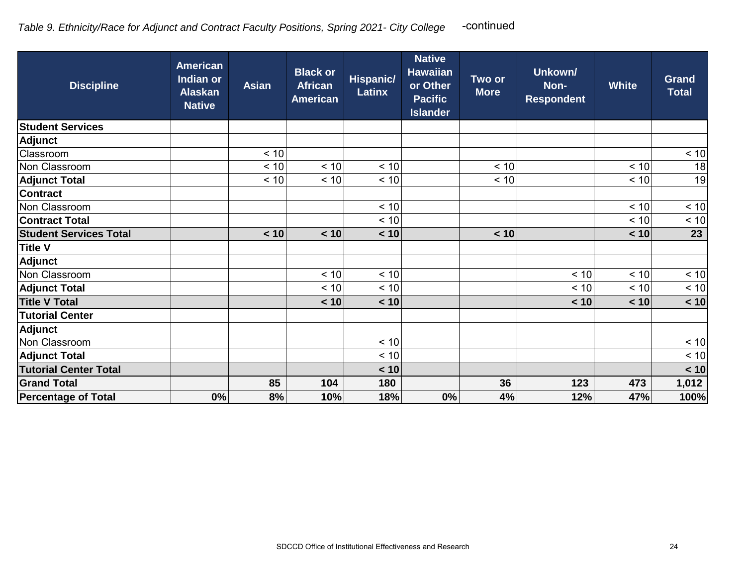*Table 9. Ethnicity/Race for Adjunct and Contract Faculty Positions, Spring 2021- City College* -continued

| Discipline | American Indian or Alaskan Native | Asian | Black or African American | Hispanic/ Latinx | Native Hawaiian or Other Pacific Islander | Two or More | Unkown/ Non-Respondent | White | Grand Total |
|---|---|---|---|---|---|---|---|---|---|
| **Student Services** | | | | | | | | | |
| **Adjunct** | | | | | | | | | |
| Classroom | | < 10 | | | | | | | < 10 |
| Non Classroom | | < 10 | < 10 | < 10 | | < 10 | | < 10 | 18 |
| **Adjunct Total** | | < 10 | < 10 | < 10 | | < 10 | | < 10 | 19 |
| **Contract** | | | | | | | | | |
| Non Classroom | | | | < 10 | | | | < 10 | < 10 |
| **Contract Total** | | | | < 10 | | | | < 10 | < 10 |
| **Student Services Total** | | **< 10** | **< 10** | **< 10** | | **< 10** | | **< 10** | **23** |
| **Title V** | | | | | | | | | |
| **Adjunct** | | | | | | | | | |
| Non Classroom | | | < 10 | < 10 | | | < 10 | < 10 | < 10 |
| **Adjunct Total** | | | < 10 | < 10 | | | < 10 | < 10 | < 10 |
| **Title V Total** | | | **< 10** | **< 10** | | | **< 10** | **< 10** | **< 10** |
| **Tutorial Center** | | | | | | | | | |
| **Adjunct** | | | | | | | | | |
| Non Classroom | | | | < 10 | | | | | < 10 |
| **Adjunct Total** | | | | < 10 | | | | | < 10 |
| **Tutorial Center Total** | | | | **< 10** | | | | | **< 10** |
| **Grand Total** | | **85** | **104** | **180** | | **36** | **123** | **473** | **1,012** |
| **Percentage of Total** | **0%** | **8%** | **10%** | **18%** | **0%** | **4%** | **12%** | **47%** | **100%** |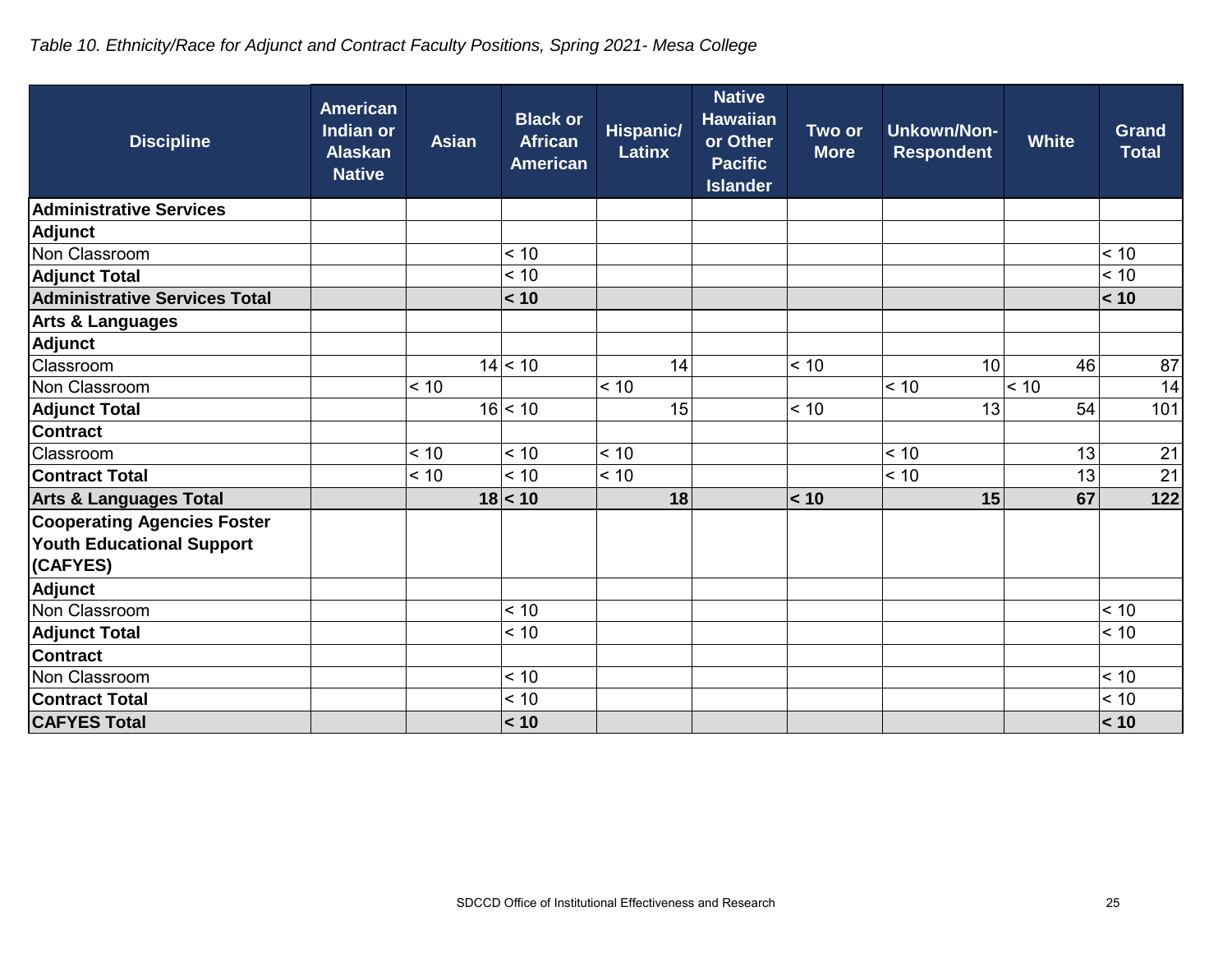*Table 10. Ethnicity/Race for Adjunct and Contract Faculty Positions, Spring 2021- Mesa College*

| Discipline | American Indian or Alaskan Native | Asian | Black or African American | Hispanic/ Latinx | Native Hawaiian or Other Pacific Islander | Two or More | Unkown/Non-Respondent | White | Grand Total |
|---|---|---|---|---|---|---|---|---|---|
| **Administrative Services** | | | | | | | | | |
| **Adjunct** | | | | | | | | | |
| Non Classroom | | | < 10 | | | | | | < 10 |
| **Adjunct Total** | | | < 10 | | | | | | < 10 |
| **Administrative Services Total** | | | **< 10** | | | | | | **< 10** |
| **Arts & Languages** | | | | | | | | | |
| **Adjunct** | | | | | | | | | |
| Classroom | | 14 | < 10 | 14 | | < 10 | 10 | 46 | 87 |
| Non Classroom | | < 10 | | < 10 | | | < 10 | < 10 | 14 |
| **Adjunct Total** | | 16 | < 10 | 15 | | < 10 | 13 | 54 | 101 |
| **Contract** | | | | | | | | | |
| Classroom | | < 10 | < 10 | < 10 | | | < 10 | 13 | 21 |
| **Contract Total** | | < 10 | < 10 | < 10 | | | < 10 | 13 | 21 |
| **Arts & Languages Total** | | **18** | **< 10** | **18** | | **< 10** | **15** | **67** | **122** |
| **Cooperating Agencies Foster Youth Educational Support (CAFYES)** | | | | | | | | | |
| **Adjunct** | | | | | | | | | |
| Non Classroom | | | < 10 | | | | | | < 10 |
| **Adjunct Total** | | | < 10 | | | | | | < 10 |
| **Contract** | | | | | | | | | |
| Non Classroom | | | < 10 | | | | | | < 10 |
| **Contract Total** | | | < 10 | | | | | | < 10 |
| **CAFYES Total** | | | **< 10** | | | | | | **< 10** |

SDCCD Office of Institutional Effectiveness and Research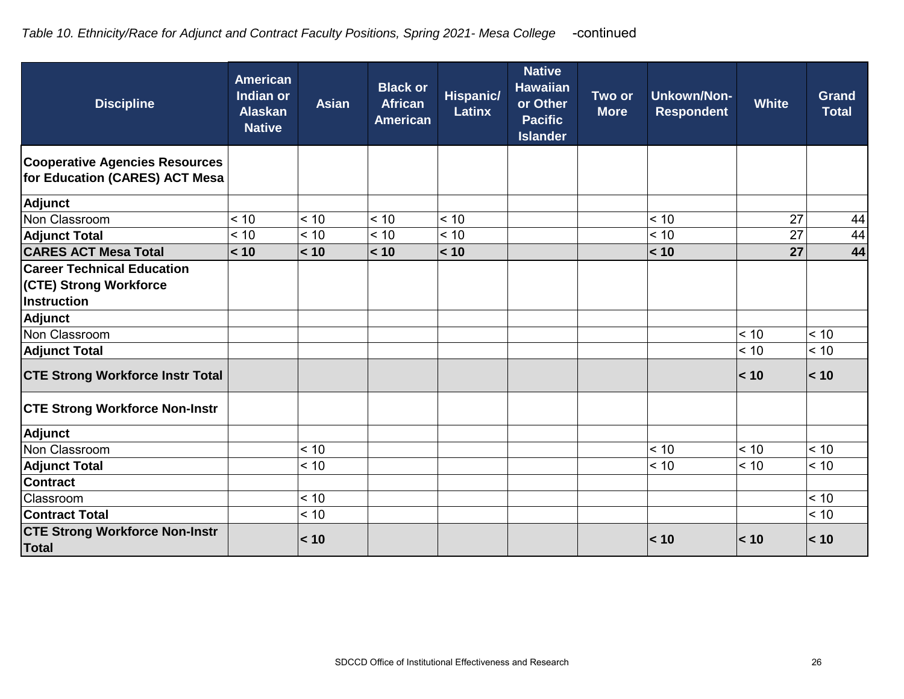*Table 10. Ethnicity/Race for Adjunct and Contract Faculty Positions, Spring 2021- Mesa College* -continued

| Discipline | American Indian or Alaskan Native | Asian | Black or African American | Hispanic/ Latinx | Native Hawaiian or Other Pacific Islander | Two or More | Unkown/Non-Respondent | White | Grand Total |
|---|---|---|---|---|---|---|---|---|---|
| **Cooperative Agencies Resources for Education (CARES) ACT Mesa** | | | | | | | | | |
| **Adjunct** | | | | | | | | | |
| Non Classroom | < 10 | < 10 | < 10 | < 10 | | | < 10 | 27 | 44 |
| **Adjunct Total** | < 10 | < 10 | < 10 | < 10 | | | < 10 | 27 | 44 |
| **CARES ACT Mesa Total** | **< 10** | **< 10** | **< 10** | **< 10** | | | **< 10** | **27** | **44** |
| **Career Technical Education (CTE) Strong Workforce Instruction** | | | | | | | | | |
| **Adjunct** | | | | | | | | | |
| Non Classroom | | | | | | | | < 10 | < 10 |
| **Adjunct Total** | | | | | | | | < 10 | < 10 |
| **CTE Strong Workforce Instr Total** | | | | | | | | **< 10** | **< 10** |
| **CTE Strong Workforce Non-Instr** | | | | | | | | | |
| **Adjunct** | | | | | | | | | |
| Non Classroom | | < 10 | | | | | < 10 | < 10 | < 10 |
| **Adjunct Total** | | < 10 | | | | | < 10 | < 10 | < 10 |
| **Contract** | | | | | | | | | |
| Classroom | | < 10 | | | | | | | < 10 |
| **Contract Total** | | < 10 | | | | | | | < 10 |
| **CTE Strong Workforce Non-Instr Total** | | **< 10** | | | | | **< 10** | **< 10** | **< 10** |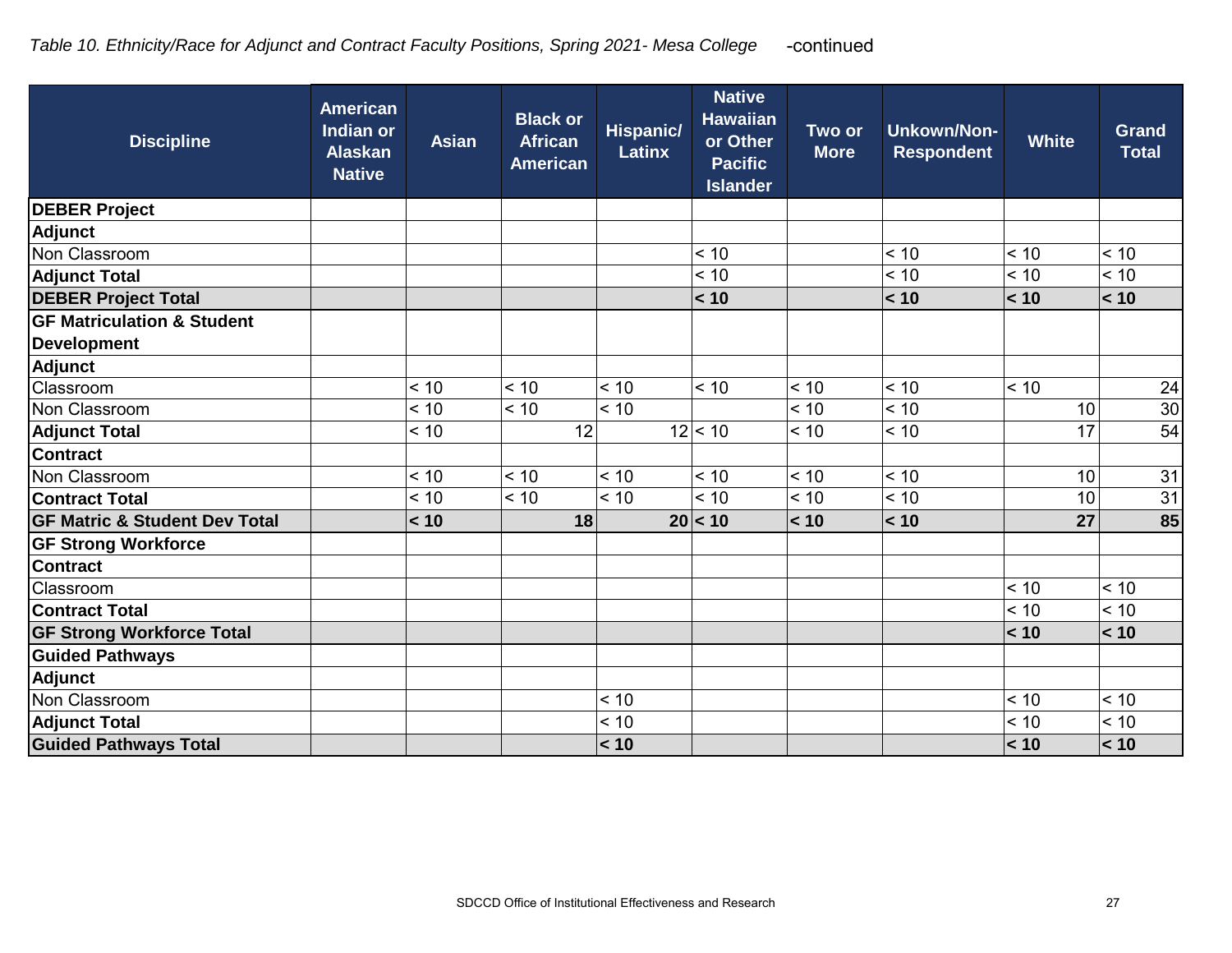*Table 10. Ethnicity/Race for Adjunct and Contract Faculty Positions, Spring 2021- Mesa College* -continued

| Discipline | American Indian or Alaskan Native | Asian | Black or African American | Hispanic/ Latinx | Native Hawaiian or Other Pacific Islander | Two or More | Unkown/Non-Respondent | White | Grand Total |
|---|---|---|---|---|---|---|---|---|---|
| **DEBER Project** | | | | | | | | | |
| **Adjunct** | | | | | | | | | |
| Non Classroom | | | | | < 10 | | < 10 | < 10 | < 10 |
| **Adjunct Total** | | | | | < 10 | | < 10 | < 10 | < 10 |
| **DEBER Project Total** | | | | | **< 10** | | **< 10** | **< 10** | **< 10** |
| **GF Matriculation & Student Development** | | | | | | | | | |
| **Adjunct** | | | | | | | | | |
| Classroom | | < 10 | < 10 | < 10 | < 10 | < 10 | < 10 | < 10 | 24 |
| Non Classroom | | < 10 | < 10 | < 10 | | < 10 | < 10 | 10 | 30 |
| **Adjunct Total** | | < 10 | 12 | 12 | < 10 | < 10 | < 10 | 17 | 54 |
| **Contract** | | | | | | | | | |
| Non Classroom | | < 10 | < 10 | < 10 | < 10 | < 10 | < 10 | 10 | 31 |
| **Contract Total** | | < 10 | < 10 | < 10 | < 10 | < 10 | < 10 | 10 | 31 |
| **GF Matric & Student Dev Total** | | **< 10** | **18** | **20** | **< 10** | **< 10** | **< 10** | **27** | **85** |
| **GF Strong Workforce** | | | | | | | | | |
| **Contract** | | | | | | | | | |
| Classroom | | | | | | | | < 10 | < 10 |
| **Contract Total** | | | | | | | | < 10 | < 10 |
| **GF Strong Workforce Total** | | | | | | | | **< 10** | **< 10** |
| **Guided Pathways** | | | | | | | | | |
| **Adjunct** | | | | | | | | | |
| Non Classroom | | | | < 10 | | | | < 10 | < 10 |
| **Adjunct Total** | | | | < 10 | | | | < 10 | < 10 |
| **Guided Pathways Total** | | | | **< 10** | | | | **< 10** | **< 10** |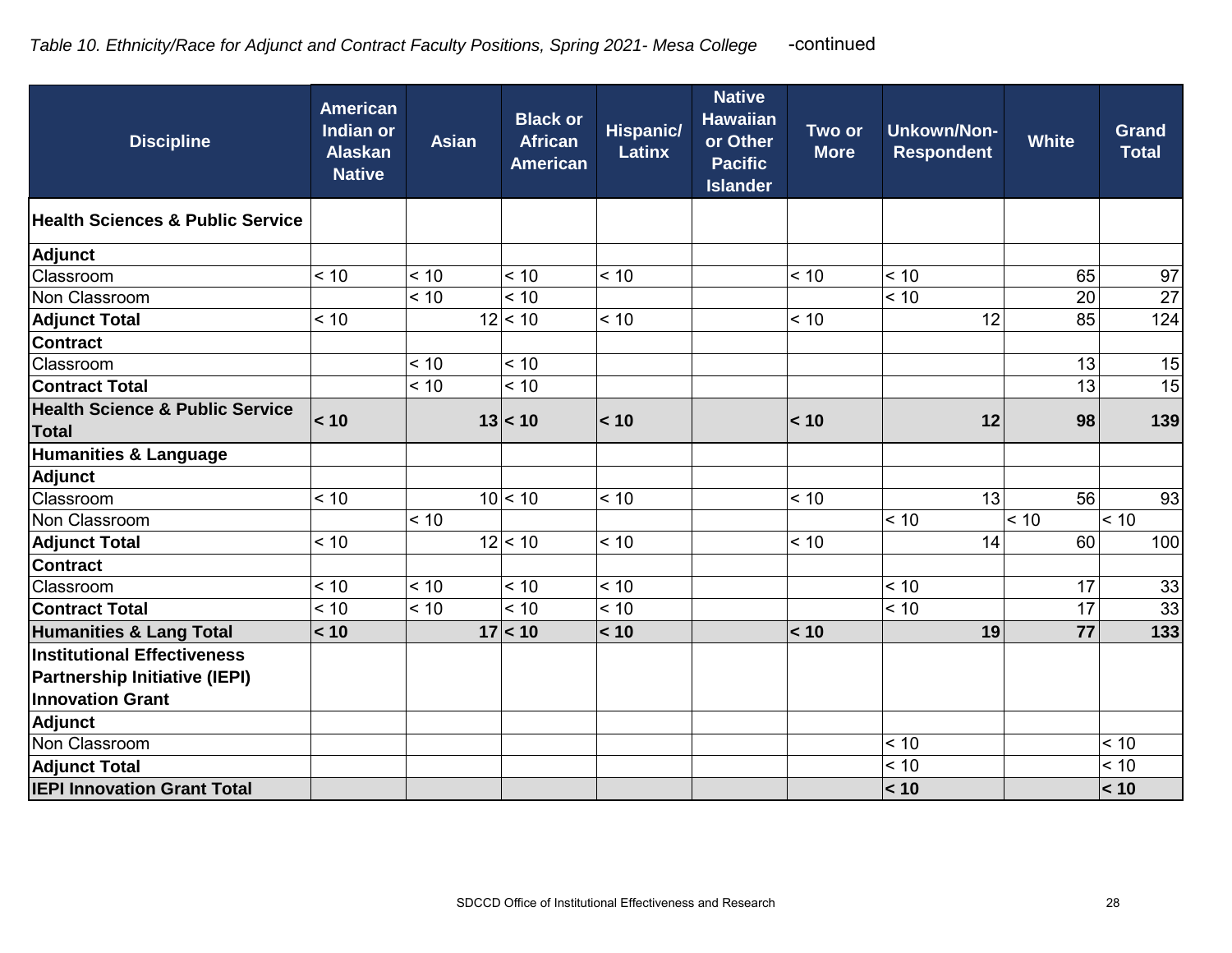*Table 10. Ethnicity/Race for Adjunct and Contract Faculty Positions, Spring 2021- Mesa College* -continued

| Discipline | American Indian or Alaskan Native | Asian | Black or African American | Hispanic/ Latinx | Native Hawaiian or Other Pacific Islander | Two or More | Unkown/Non-Respondent | White | Grand Total |
|---|---|---|---|---|---|---|---|---|---|
| **Health Sciences & Public Service** | | | | | | | | | |
| **Adjunct** | | | | | | | | | |
| Classroom | < 10 | < 10 | < 10 | < 10 | | < 10 | < 10 | 65 | 97 |
| Non Classroom | | < 10 | < 10 | | | | < 10 | 20 | 27 |
| **Adjunct Total** | < 10 | 12 | < 10 | < 10 | | < 10 | 12 | 85 | 124 |
| **Contract** | | | | | | | | | |
| Classroom | | < 10 | < 10 | | | | | 13 | 15 |
| **Contract Total** | | < 10 | < 10 | | | | | 13 | 15 |
| **Health Science & Public Service Total** | **< 10** | **13** | **< 10** | **< 10** | | **< 10** | **12** | **98** | **139** |
| **Humanities & Language** | | | | | | | | | |
| **Adjunct** | | | | | | | | | |
| Classroom | < 10 | 10 | < 10 | < 10 | | < 10 | 13 | 56 | 93 |
| Non Classroom | | < 10 | | | | | < 10 | < 10 | < 10 |
| **Adjunct Total** | < 10 | 12 | < 10 | < 10 | | < 10 | 14 | 60 | 100 |
| **Contract** | | | | | | | | | |
| Classroom | < 10 | < 10 | < 10 | < 10 | | | < 10 | 17 | 33 |
| **Contract Total** | < 10 | < 10 | < 10 | < 10 | | | < 10 | 17 | 33 |
| **Humanities & Lang Total** | **< 10** | **17** | **< 10** | **< 10** | | **< 10** | **19** | **77** | **133** |
| **Institutional Effectiveness Partnership Initiative (IEPI) Innovation Grant** | | | | | | | | | |
| **Adjunct** | | | | | | | | | |
| Non Classroom | | | | | | | < 10 | | < 10 |
| **Adjunct Total** | | | | | | | < 10 | | < 10 |
| **IEPI Innovation Grant Total** | | | | | | | **< 10** | | **< 10** |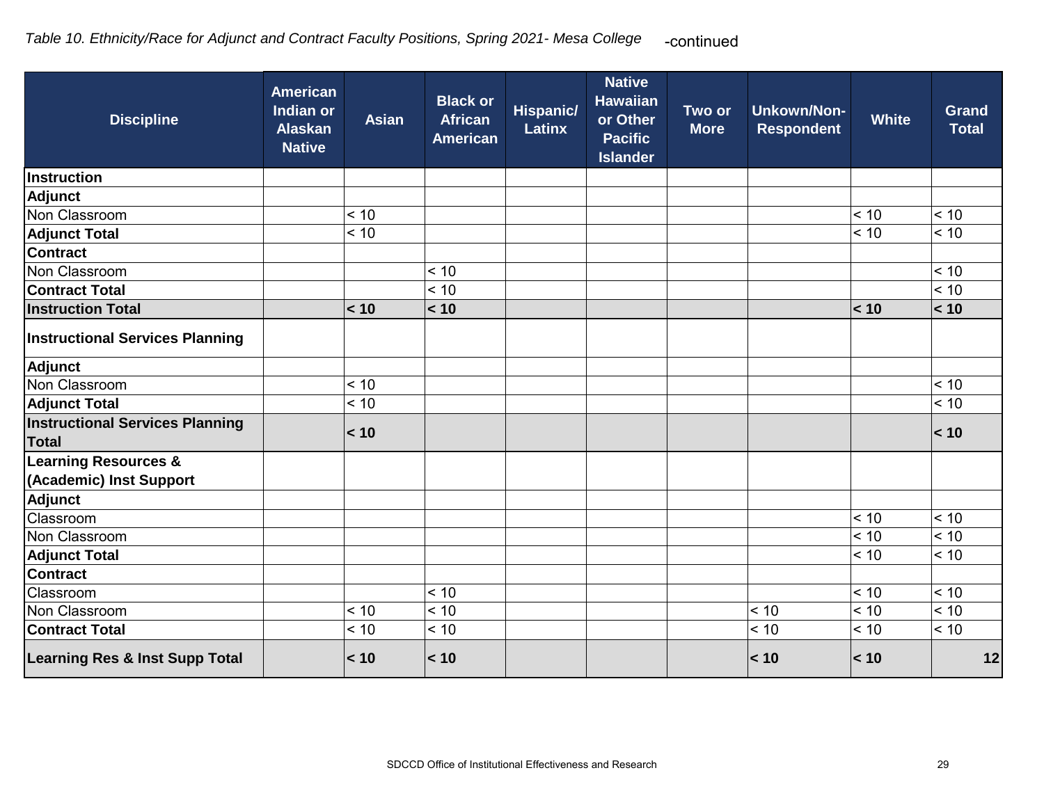*Table 10. Ethnicity/Race for Adjunct and Contract Faculty Positions, Spring 2021- Mesa College* -continued

| Discipline | American Indian or Alaskan Native | Asian | Black or African American | Hispanic/ Latinx | Native Hawaiian or Other Pacific Islander | Two or More | Unkown/Non-Respondent | White | Grand Total |
|---|---|---|---|---|---|---|---|---|---|
| **Instruction** | | | | | | | | | |
| **Adjunct** | | | | | | | | | |
| Non Classroom | | < 10 | | | | | | < 10 | < 10 |
| **Adjunct Total** | | < 10 | | | | | | < 10 | < 10 |
| **Contract** | | | | | | | | | |
| Non Classroom | | | < 10 | | | | | | < 10 |
| **Contract Total** | | | < 10 | | | | | | < 10 |
| **Instruction Total** | | **< 10** | **< 10** | | | | | **< 10** | **< 10** |
| **Instructional Services Planning** | | | | | | | | | |
| **Adjunct** | | | | | | | | | |
| Non Classroom | | < 10 | | | | | | | < 10 |
| **Adjunct Total** | | < 10 | | | | | | | < 10 |
| **Instructional Services Planning Total** | | **< 10** | | | | | | | **< 10** |
| **Learning Resources & (Academic) Inst Support** | | | | | | | | | |
| **Adjunct** | | | | | | | | | |
| Classroom | | | | | | | | < 10 | < 10 |
| Non Classroom | | | | | | | | < 10 | < 10 |
| **Adjunct Total** | | | | | | | | < 10 | < 10 |
| **Contract** | | | | | | | | | |
| Classroom | | | < 10 | | | | | < 10 | < 10 |
| Non Classroom | | < 10 | < 10 | | | | < 10 | < 10 | < 10 |
| **Contract Total** | | < 10 | < 10 | | | | < 10 | < 10 | < 10 |
| **Learning Res & Inst Supp Total** | | **< 10** | **< 10** | | | | **< 10** | **< 10** | **12** |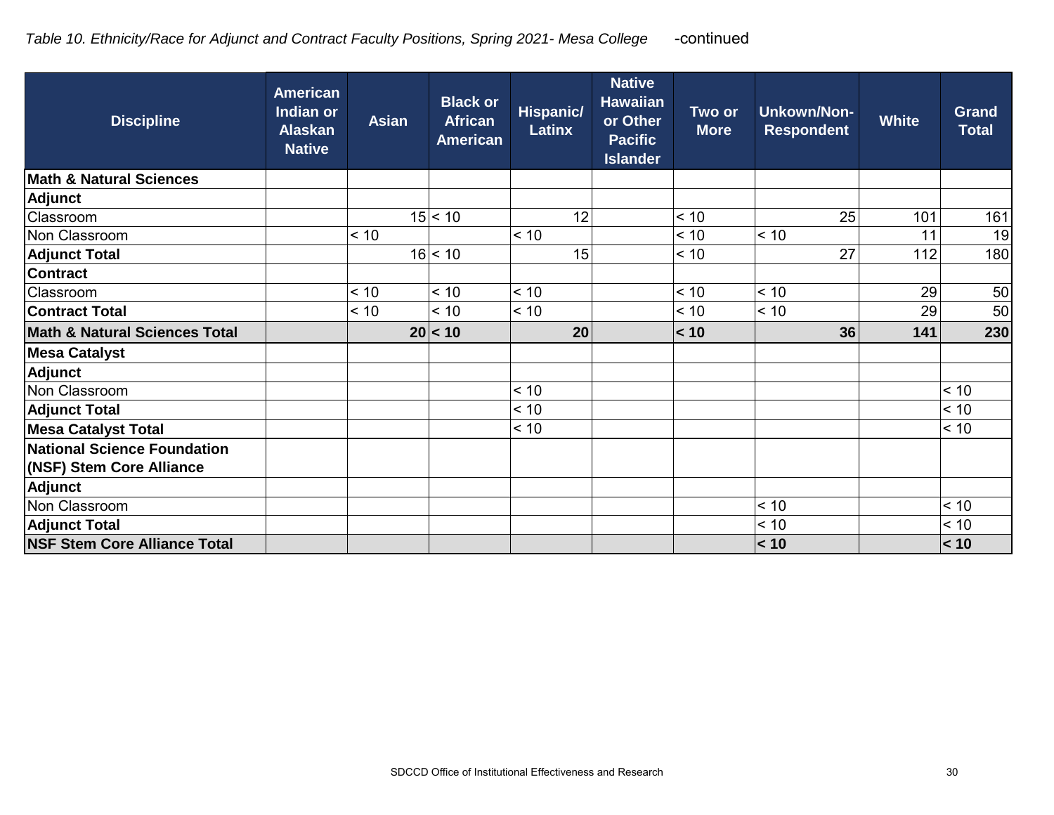*Table 10. Ethnicity/Race for Adjunct and Contract Faculty Positions, Spring 2021- Mesa College* -continued

| Discipline | American Indian or Alaskan Native | Asian | Black or African American | Hispanic/ Latinx | Native Hawaiian or Other Pacific Islander | Two or More | Unkown/Non-Respondent | White | Grand Total |
|---|---|---|---|---|---|---|---|---|---|
| **Math & Natural Sciences** | | | | | | | | | |
| **Adjunct** | | | | | | | | | |
| Classroom | | 15 | < 10 | 12 | | < 10 | 25 | 101 | 161 |
| Non Classroom | | < 10 | | < 10 | | < 10 | < 10 | 11 | 19 |
| **Adjunct Total** | | 16 | < 10 | 15 | | < 10 | 27 | 112 | 180 |
| **Contract** | | | | | | | | | |
| Classroom | | < 10 | < 10 | < 10 | | < 10 | < 10 | 29 | 50 |
| **Contract Total** | | < 10 | < 10 | < 10 | | < 10 | < 10 | 29 | 50 |
| **Math & Natural Sciences Total** | | **20** | **< 10** | **20** | | **< 10** | **36** | **141** | **230** |
| **Mesa Catalyst** | | | | | | | | | |
| **Adjunct** | | | | | | | | | |
| Non Classroom | | | | < 10 | | | | | < 10 |
| **Adjunct Total** | | | | < 10 | | | | | < 10 |
| **Mesa Catalyst Total** | | | | < 10 | | | | | < 10 |
| **National Science Foundation (NSF) Stem Core Alliance** | | | | | | | | | |
| **Adjunct** | | | | | | | | | |
| Non Classroom | | | | | | | < 10 | | < 10 |
| **Adjunct Total** | | | | | | | < 10 | | < 10 |
| **NSF Stem Core Alliance Total** | | | | | | | **< 10** | | **< 10** |

SDCCD Office of Institutional Effectiveness and Research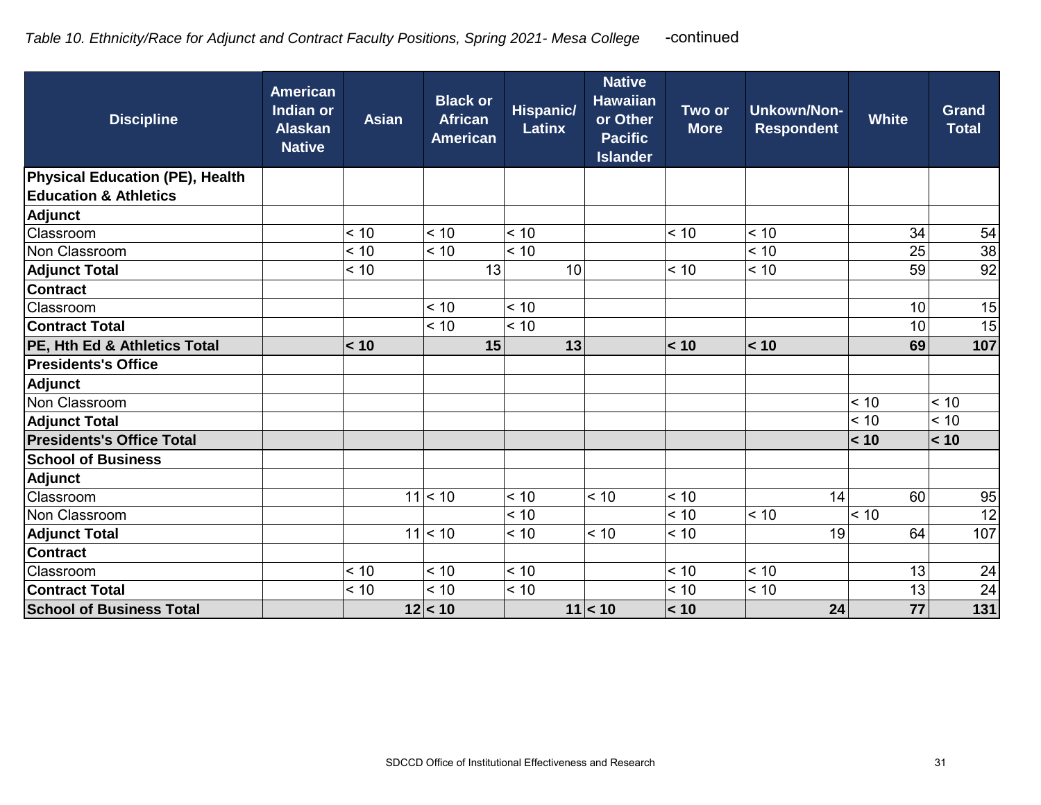*Table 10. Ethnicity/Race for Adjunct and Contract Faculty Positions, Spring 2021- Mesa College* -continued

| Discipline | American Indian or Alaskan Native | Asian | Black or African American | Hispanic/ Latinx | Native Hawaiian or Other Pacific Islander | Two or More | Unkown/Non-Respondent | White | Grand Total |
|---|---|---|---|---|---|---|---|---|---|
| **Physical Education (PE), Health Education & Athletics** | | | | | | | | | |
| **Adjunct** | | | | | | | | | |
| Classroom | | < 10 | < 10 | < 10 | | < 10 | < 10 | 34 | 54 |
| Non Classroom | | < 10 | < 10 | < 10 | | | < 10 | 25 | 38 |
| **Adjunct Total** | | < 10 | 13 | 10 | | < 10 | < 10 | 59 | 92 |
| **Contract** | | | | | | | | | |
| Classroom | | | < 10 | < 10 | | | | 10 | 15 |
| **Contract Total** | | | < 10 | < 10 | | | | 10 | 15 |
| **PE, Hth Ed & Athletics Total** | | **< 10** | **15** | **13** | | **< 10** | **< 10** | **69** | **107** |
| **Presidents's Office** | | | | | | | | | |
| **Adjunct** | | | | | | | | | |
| Non Classroom | | | | | | | | < 10 | < 10 |
| **Adjunct Total** | | | | | | | | < 10 | < 10 |
| **Presidents's Office Total** | | | | | | | | **< 10** | **< 10** |
| **School of Business** | | | | | | | | | |
| **Adjunct** | | | | | | | | | |
| Classroom | | 11 | < 10 | < 10 | < 10 | < 10 | 14 | 60 | 95 |
| Non Classroom | | | | < 10 | | < 10 | < 10 | < 10 | 12 |
| **Adjunct Total** | | 11 | < 10 | < 10 | < 10 | < 10 | 19 | 64 | 107 |
| **Contract** | | | | | | | | | |
| Classroom | | < 10 | < 10 | < 10 | | < 10 | < 10 | 13 | 24 |
| **Contract Total** | | < 10 | < 10 | < 10 | | < 10 | < 10 | 13 | 24 |
| **School of Business Total** | | **12** | **< 10** | **11** | **< 10** | **< 10** | **24** | **77** | **131** |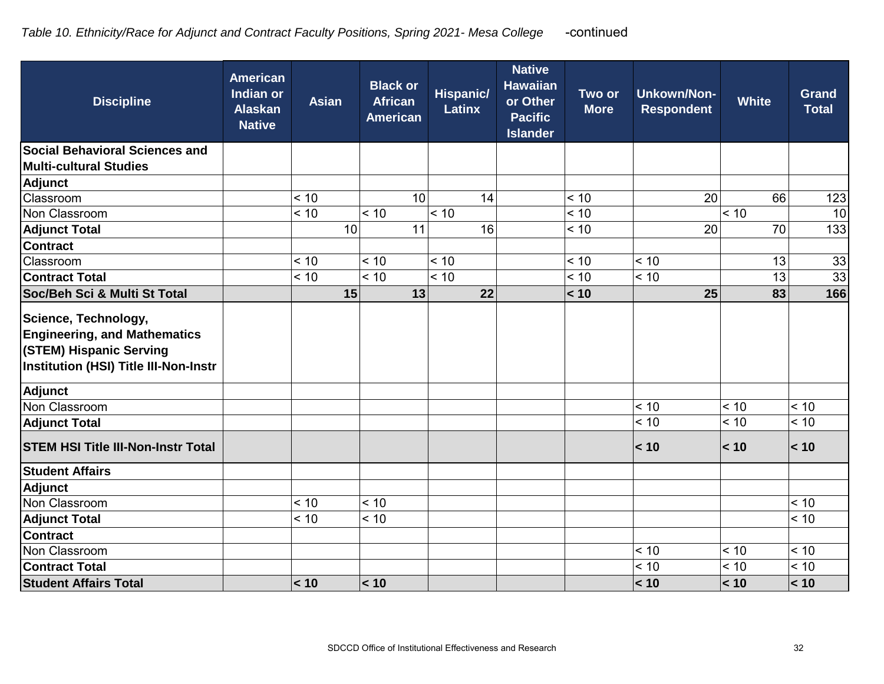*Table 10. Ethnicity/Race for Adjunct and Contract Faculty Positions, Spring 2021- Mesa College* -continued

| Discipline | American Indian or Alaskan Native | Asian | Black or African American | Hispanic/ Latinx | Native Hawaiian or Other Pacific Islander | Two or More | Unkown/Non-Respondent | White | Grand Total |
|---|---|---|---|---|---|---|---|---|---|
| **Social Behavioral Sciences and Multi-cultural Studies** | | | | | | | | | |
| **Adjunct** | | | | | | | | | |
| Classroom | | < 10 | 10 | 14 | | < 10 | 20 | 66 | 123 |
| Non Classroom | | < 10 | < 10 | < 10 | | < 10 | | < 10 | 10 |
| **Adjunct Total** | | 10 | 11 | 16 | | < 10 | 20 | 70 | 133 |
| **Contract** | | | | | | | | | |
| Classroom | | < 10 | < 10 | < 10 | | < 10 | < 10 | 13 | 33 |
| **Contract Total** | | < 10 | < 10 | < 10 | | < 10 | < 10 | 13 | 33 |
| **Soc/Beh Sci & Multi St Total** | | **15** | **13** | **22** | | **< 10** | **25** | **83** | **166** |
| **Science, Technology, Engineering, and Mathematics (STEM) Hispanic Serving Institution (HSI) Title III-Non-Instr** | | | | | | | | | |
| **Adjunct** | | | | | | | | | |
| Non Classroom | | | | | | | < 10 | < 10 | < 10 |
| **Adjunct Total** | | | | | | | < 10 | < 10 | < 10 |
| **STEM HSI Title III-Non-Instr Total** | | | | | | | **< 10** | **< 10** | **< 10** |
| **Student Affairs** | | | | | | | | | |
| **Adjunct** | | | | | | | | | |
| Non Classroom | | < 10 | < 10 | | | | | | < 10 |
| **Adjunct Total** | | < 10 | < 10 | | | | | | < 10 |
| **Contract** | | | | | | | | | |
| Non Classroom | | | | | | | < 10 | < 10 | < 10 |
| **Contract Total** | | | | | | | < 10 | < 10 | < 10 |
| **Student Affairs Total** | | **< 10** | **< 10** | | | | **< 10** | **< 10** | **< 10** |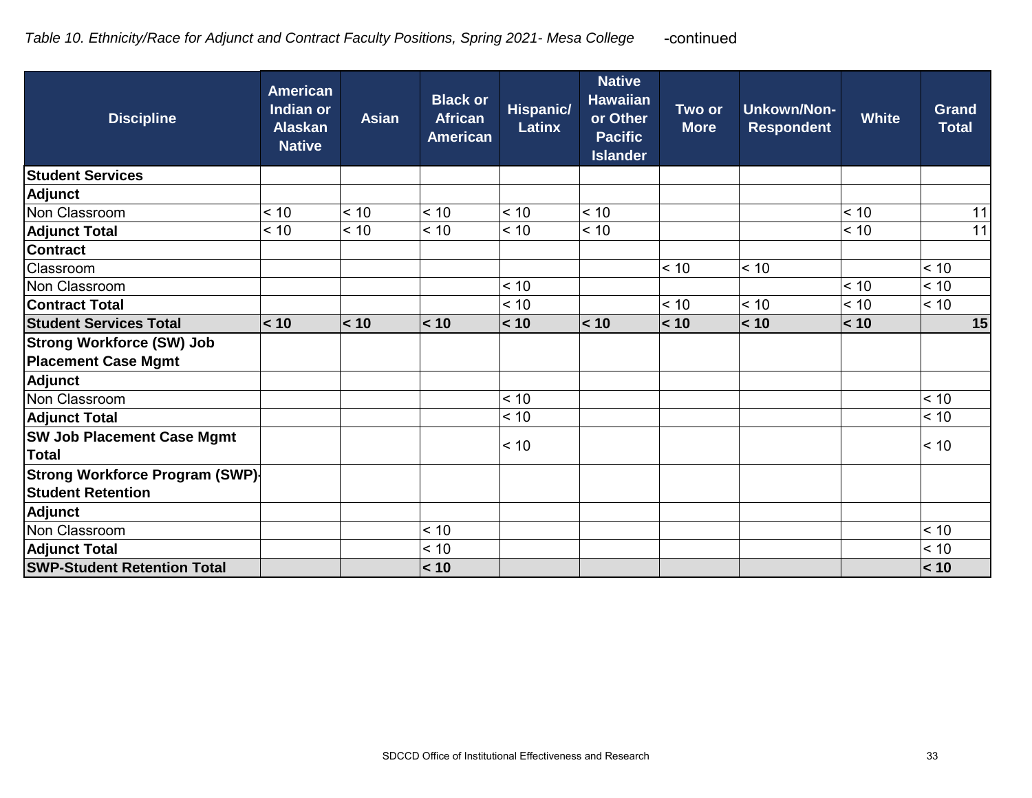*Table 10. Ethnicity/Race for Adjunct and Contract Faculty Positions, Spring 2021- Mesa College* -continued

| Discipline | American Indian or Alaskan Native | Asian | Black or African American | Hispanic/ Latinx | Native Hawaiian or Other Pacific Islander | Two or More | Unkown/Non-Respondent | White | Grand Total |
|---|---|---|---|---|---|---|---|---|---|
| **Student Services** | | | | | | | | | |
| **Adjunct** | | | | | | | | | |
| Non Classroom | < 10 | < 10 | < 10 | < 10 | < 10 | | | < 10 | 11 |
| **Adjunct Total** | < 10 | < 10 | < 10 | < 10 | < 10 | | | < 10 | 11 |
| **Contract** | | | | | | | | | |
| Classroom | | | | | | < 10 | < 10 | | < 10 |
| Non Classroom | | | | < 10 | | | | < 10 | < 10 |
| **Contract Total** | | | | < 10 | | < 10 | < 10 | < 10 | < 10 |
| **Student Services Total** | **< 10** | **< 10** | **< 10** | **< 10** | **< 10** | **< 10** | **< 10** | **< 10** | **15** |
| **Strong Workforce (SW) Job Placement Case Mgmt** | | | | | | | | | |
| **Adjunct** | | | | | | | | | |
| Non Classroom | | | | < 10 | | | | | < 10 |
| **Adjunct Total** | | | | < 10 | | | | | < 10 |
| **SW Job Placement Case Mgmt Total** | | | | < 10 | | | | | < 10 |
| **Strong Workforce Program (SWP)-Student Retention** | | | | | | | | | |
| **Adjunct** | | | | | | | | | |
| Non Classroom | | | < 10 | | | | | | < 10 |
| **Adjunct Total** | | | < 10 | | | | | | < 10 |
| **SWP-Student Retention Total** | | | **< 10** | | | | | | **< 10** |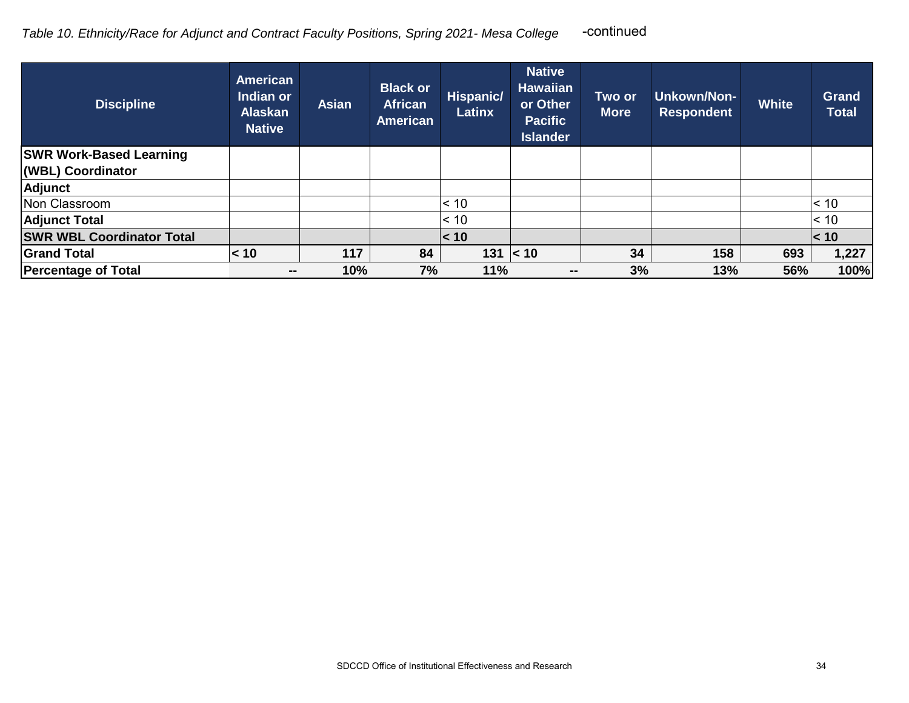*Table 10. Ethnicity/Race for Adjunct and Contract Faculty Positions, Spring 2021- Mesa College* -continued

| Discipline | American Indian or Alaskan Native | Asian | Black or African American | Hispanic/ Latinx | Native Hawaiian or Other Pacific Islander | Two or More | Unkown/Non-Respondent | White | Grand Total |
|---|---|---|---|---|---|---|---|---|---|
| **SWR Work-Based Learning (WBL) Coordinator** | | | | | | | | | |
| **Adjunct** | | | | | | | | | |
| Non Classroom | | | | < 10 | | | | | < 10 |
| **Adjunct Total** | | | | < 10 | | | | | < 10 |
| **SWR WBL Coordinator Total** | | | | **< 10** | | | | | **< 10** |
| **Grand Total** | **< 10** | **117** | **84** | **131** | **< 10** | **34** | **158** | **693** | **1,227** |
| **Percentage of Total** | **--** | **10%** | **7%** | **11%** | **--** | **3%** | **13%** | **56%** | **100%** |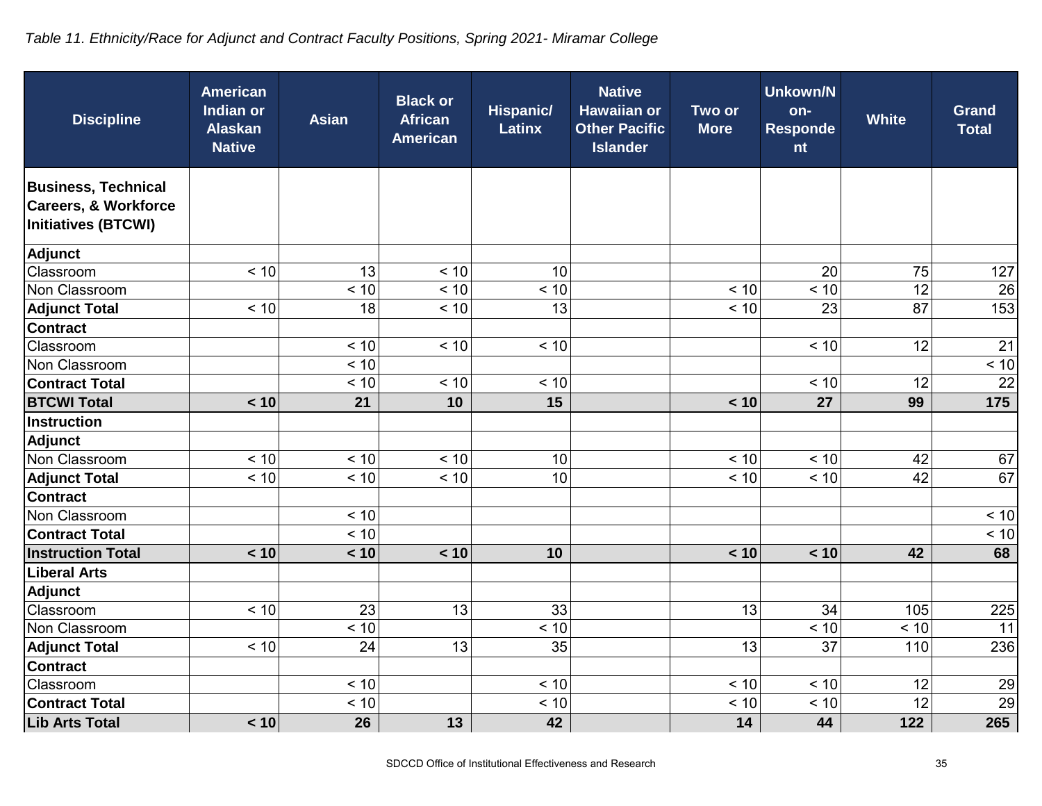*Table 11. Ethnicity/Race for Adjunct and Contract Faculty Positions, Spring 2021- Miramar College*

| Discipline | American Indian or Alaskan Native | Asian | Black or African American | Hispanic/ Latinx | Native Hawaiian or Other Pacific Islander | Two or More | Unkown/Non-Respondent | White | Grand Total |
|---|---|---|---|---|---|---|---|---|---|
| **Business, Technical Careers, & Workforce Initiatives (BTCWI)** | | | | | | | | | |
| **Adjunct** | | | | | | | | | |
| Classroom | < 10 | 13 | < 10 | 10 | | | 20 | 75 | 127 |
| Non Classroom | | < 10 | < 10 | < 10 | | < 10 | < 10 | 12 | 26 |
| **Adjunct Total** | < 10 | 18 | < 10 | 13 | | < 10 | 23 | 87 | 153 |
| **Contract** | | | | | | | | | |
| Classroom | | < 10 | < 10 | < 10 | | | < 10 | 12 | 21 |
| Non Classroom | | < 10 | | | | | | | < 10 |
| **Contract Total** | | < 10 | < 10 | < 10 | | | < 10 | 12 | 22 |
| **BTCWI Total** | **< 10** | **21** | **10** | **15** | | **< 10** | **27** | **99** | **175** |
| **Instruction** | | | | | | | | | |
| **Adjunct** | | | | | | | | | |
| Non Classroom | < 10 | < 10 | < 10 | 10 | | < 10 | < 10 | 42 | 67 |
| **Adjunct Total** | < 10 | < 10 | < 10 | 10 | | < 10 | < 10 | 42 | 67 |
| **Contract** | | | | | | | | | |
| Non Classroom | | < 10 | | | | | | | < 10 |
| **Contract Total** | | < 10 | | | | | | | < 10 |
| **Instruction Total** | **< 10** | **< 10** | **< 10** | **10** | | **< 10** | **< 10** | **42** | **68** |
| **Liberal Arts** | | | | | | | | | |
| **Adjunct** | | | | | | | | | |
| Classroom | < 10 | 23 | 13 | 33 | | 13 | 34 | 105 | 225 |
| Non Classroom | | < 10 | | < 10 | | | < 10 | < 10 | 11 |
| **Adjunct Total** | < 10 | 24 | 13 | 35 | | 13 | 37 | 110 | 236 |
| **Contract** | | | | | | | | | |
| Classroom | | < 10 | | < 10 | | < 10 | < 10 | 12 | 29 |
| **Contract Total** | | < 10 | | < 10 | | < 10 | < 10 | 12 | 29 |
| **Lib Arts Total** | **< 10** | **26** | **13** | **42** | | **14** | **44** | **122** | **265** |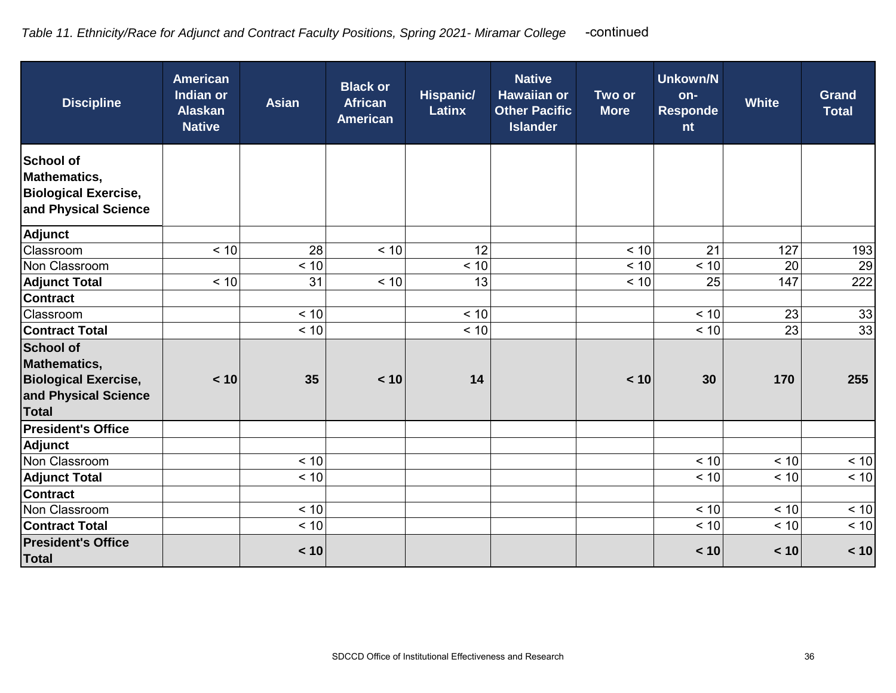*Table 11. Ethnicity/Race for Adjunct and Contract Faculty Positions, Spring 2021- Miramar College* -continued

| Discipline | American Indian or Alaskan Native | Asian | Black or African American | Hispanic/ Latinx | Native Hawaiian or Other Pacific Islander | Two or More | Unkown/Non-Respondent | White | Grand Total |
|---|---|---|---|---|---|---|---|---|---|
| **School of Mathematics, Biological Exercise, and Physical Science** | | | | | | | | | |
| **Adjunct** | | | | | | | | | |
| Classroom | < 10 | 28 | < 10 | 12 | | < 10 | 21 | 127 | 193 |
| Non Classroom | | < 10 | | < 10 | | < 10 | < 10 | 20 | 29 |
| **Adjunct Total** | < 10 | 31 | < 10 | 13 | | < 10 | 25 | 147 | 222 |
| **Contract** | | | | | | | | | |
| Classroom | | < 10 | | < 10 | | | < 10 | 23 | 33 |
| **Contract Total** | | < 10 | | < 10 | | | < 10 | 23 | 33 |
| **School of Mathematics, Biological Exercise, and Physical Science Total** | **< 10** | **35** | **< 10** | **14** | | **< 10** | **30** | **170** | **255** |
| **President's Office** | | | | | | | | | |
| **Adjunct** | | | | | | | | | |
| Non Classroom | | < 10 | | | | | < 10 | < 10 | < 10 |
| **Adjunct Total** | | < 10 | | | | | < 10 | < 10 | < 10 |
| **Contract** | | | | | | | | | |
| Non Classroom | | < 10 | | | | | < 10 | < 10 | < 10 |
| **Contract Total** | | < 10 | | | | | < 10 | < 10 | < 10 |
| **President's Office Total** | | **< 10** | | | | | **< 10** | **< 10** | **< 10** |

SDCCD Office of Institutional Effectiveness and Research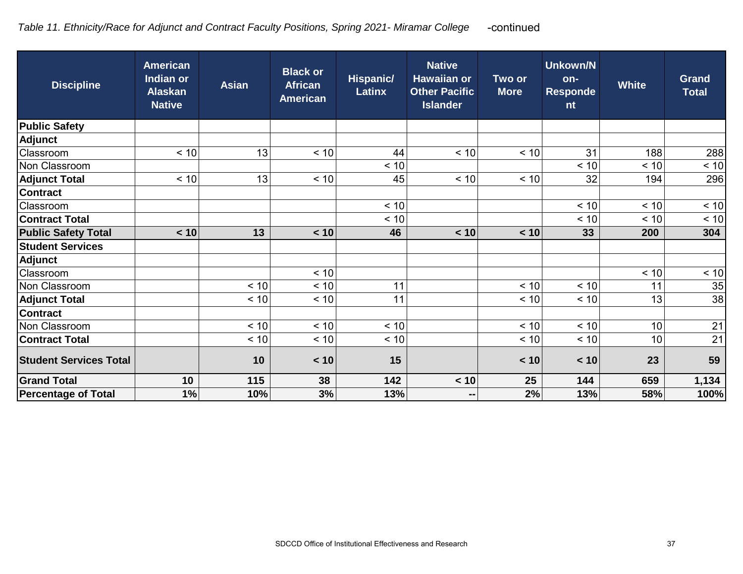*Table 11. Ethnicity/Race for Adjunct and Contract Faculty Positions, Spring 2021- Miramar College* -continued

| Discipline | American Indian or Alaskan Native | Asian | Black or African American | Hispanic/ Latinx | Native Hawaiian or Other Pacific Islander | Two or More | Unkown/Non-Respondent | White | Grand Total |
|---|---|---|---|---|---|---|---|---|---|
| **Public Safety** | | | | | | | | | |
| **Adjunct** | | | | | | | | | |
| Classroom | < 10 | 13 | < 10 | 44 | < 10 | < 10 | 31 | 188 | 288 |
| Non Classroom | | | | < 10 | | | < 10 | < 10 | < 10 |
| **Adjunct Total** | < 10 | 13 | < 10 | 45 | < 10 | < 10 | 32 | 194 | 296 |
| **Contract** | | | | | | | | | |
| Classroom | | | | < 10 | | | < 10 | < 10 | < 10 |
| **Contract Total** | | | | < 10 | | | < 10 | < 10 | < 10 |
| **Public Safety Total** | **< 10** | **13** | **< 10** | **46** | **< 10** | **< 10** | **33** | **200** | **304** |
| **Student Services** | | | | | | | | | |
| **Adjunct** | | | | | | | | | |
| Classroom | | | < 10 | | | | | < 10 | < 10 |
| Non Classroom | | < 10 | < 10 | 11 | | < 10 | < 10 | 11 | 35 |
| **Adjunct Total** | | < 10 | < 10 | 11 | | < 10 | < 10 | 13 | 38 |
| **Contract** | | | | | | | | | |
| Non Classroom | | < 10 | < 10 | < 10 | | < 10 | < 10 | 10 | 21 |
| **Contract Total** | | < 10 | < 10 | < 10 | | < 10 | < 10 | 10 | 21 |
| **Student Services Total** | | **10** | **< 10** | **15** | | **< 10** | **< 10** | **23** | **59** |
| **Grand Total** | **10** | **115** | **38** | **142** | **< 10** | **25** | **144** | **659** | **1,134** |
| **Percentage of Total** | **1%** | **10%** | **3%** | **13%** | **--** | **2%** | **13%** | **58%** | **100%** |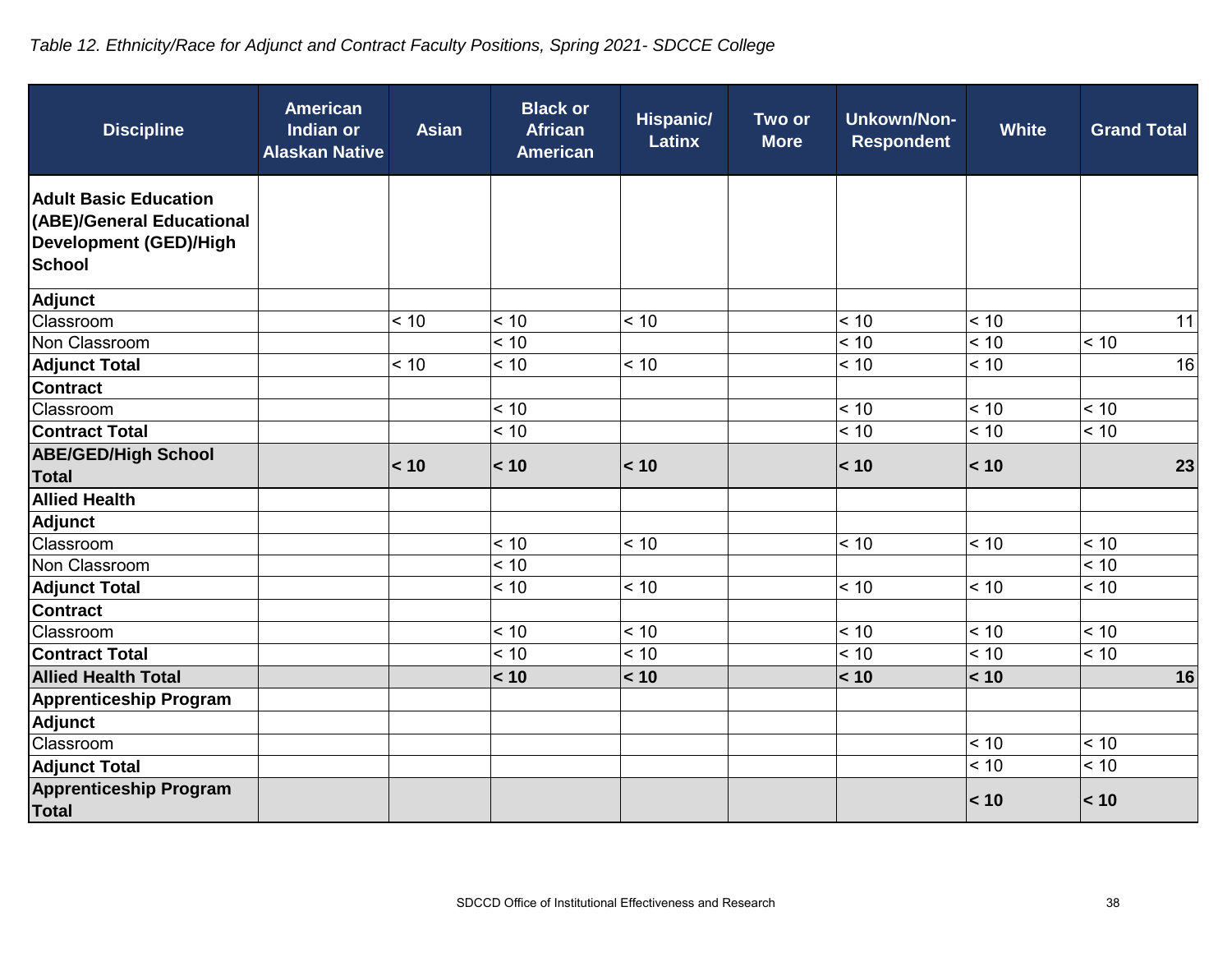*Table 12. Ethnicity/Race for Adjunct and Contract Faculty Positions, Spring 2021- SDCCE College*

| Discipline | American Indian or Alaskan Native | Asian | Black or African American | Hispanic/ Latinx | Two or More | Unkown/Non-Respondent | White | Grand Total |
|---|---|---|---|---|---|---|---|---|
| **Adult Basic Education (ABE)/General Educational Development (GED)/High School** | | | | | | | | |
| **Adjunct** | | | | | | | | |
| Classroom | | < 10 | < 10 | < 10 | | < 10 | < 10 | 11 |
| Non Classroom | | | < 10 | | | < 10 | < 10 | < 10 |
| **Adjunct Total** | | < 10 | < 10 | < 10 | | < 10 | < 10 | 16 |
| **Contract** | | | | | | | | |
| Classroom | | | < 10 | | | < 10 | < 10 | < 10 |
| **Contract Total** | | | < 10 | | | < 10 | < 10 | < 10 |
| **ABE/GED/High School Total** | | **< 10** | **< 10** | **< 10** | | **< 10** | **< 10** | **23** |
| **Allied Health** | | | | | | | | |
| **Adjunct** | | | | | | | | |
| Classroom | | | < 10 | < 10 | | < 10 | < 10 | < 10 |
| Non Classroom | | | < 10 | | | | | < 10 |
| **Adjunct Total** | | | < 10 | < 10 | | < 10 | < 10 | < 10 |
| **Contract** | | | | | | | | |
| Classroom | | | < 10 | < 10 | | < 10 | < 10 | < 10 |
| **Contract Total** | | | < 10 | < 10 | | < 10 | < 10 | < 10 |
| **Allied Health Total** | | | **< 10** | **< 10** | | **< 10** | **< 10** | **16** |
| **Apprenticeship Program** | | | | | | | | |
| **Adjunct** | | | | | | | | |
| Classroom | | | | | | | < 10 | < 10 |
| **Adjunct Total** | | | | | | | < 10 | < 10 |
| **Apprenticeship Program Total** | | | | | | | **< 10** | **< 10** |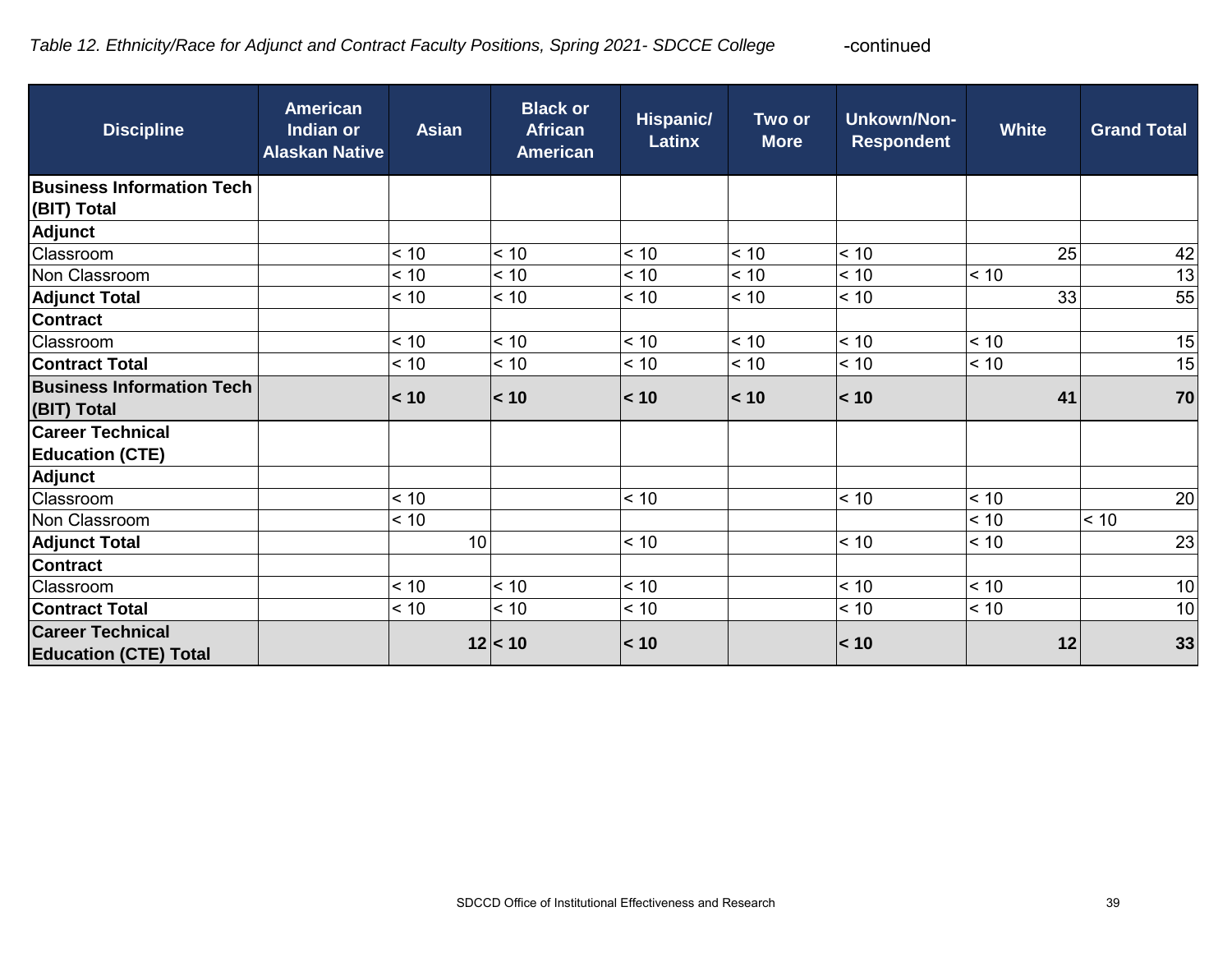*Table 12. Ethnicity/Race for Adjunct and Contract Faculty Positions, Spring 2021- SDCCE College* -continued

| Discipline | American Indian or Alaskan Native | Asian | Black or African American | Hispanic/ Latinx | Two or More | Unkown/Non-Respondent | White | Grand Total |
|---|---|---|---|---|---|---|---|---|
| **Business Information Tech (BIT) Total** | | | | | | | | |
| **Adjunct** | | | | | | | | |
| Classroom | | < 10 | < 10 | < 10 | < 10 | < 10 | 25 | 42 |
| Non Classroom | | < 10 | < 10 | < 10 | < 10 | < 10 | < 10 | 13 |
| **Adjunct Total** | | < 10 | < 10 | < 10 | < 10 | < 10 | 33 | 55 |
| **Contract** | | | | | | | | |
| Classroom | | < 10 | < 10 | < 10 | < 10 | < 10 | < 10 | 15 |
| **Contract Total** | | < 10 | < 10 | < 10 | < 10 | < 10 | < 10 | 15 |
| **Business Information Tech (BIT) Total** | | **< 10** | **< 10** | **< 10** | **< 10** | **< 10** | **41** | **70** |
| **Career Technical Education (CTE)** | | | | | | | | |
| **Adjunct** | | | | | | | | |
| Classroom | | < 10 | | < 10 | | < 10 | < 10 | 20 |
| Non Classroom | | < 10 | | | | | < 10 | < 10 |
| **Adjunct Total** | | 10 | | < 10 | | < 10 | < 10 | 23 |
| **Contract** | | | | | | | | |
| Classroom | | < 10 | < 10 | < 10 | | < 10 | < 10 | 10 |
| **Contract Total** | | < 10 | < 10 | < 10 | | < 10 | < 10 | 10 |
| **Career Technical Education (CTE) Total** | | **12** | **< 10** | **< 10** | | **< 10** | **12** | **33** |

SDCCD Office of Institutional Effectiveness and Research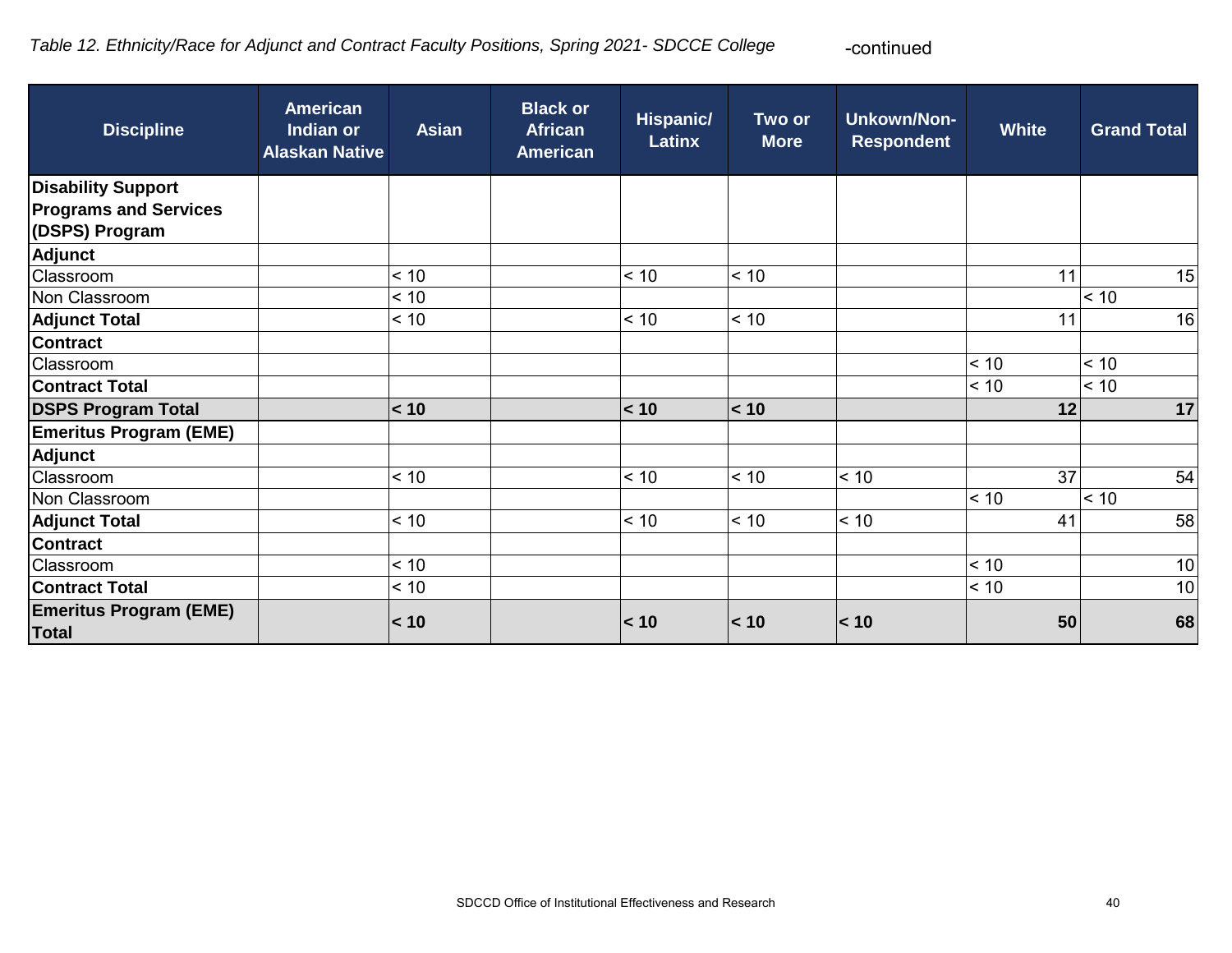*Table 12. Ethnicity/Race for Adjunct and Contract Faculty Positions, Spring 2021- SDCCE College* -continued

| Discipline | American Indian or Alaskan Native | Asian | Black or African American | Hispanic/ Latinx | Two or More | Unkown/Non-Respondent | White | Grand Total |
|---|---|---|---|---|---|---|---|---|
| **Disability Support Programs and Services (DSPS) Program** | | | | | | | | |
| **Adjunct** | | | | | | | | |
| Classroom | | < 10 | | < 10 | < 10 | | 11 | 15 |
| Non Classroom | | < 10 | | | | | | < 10 |
| **Adjunct Total** | | < 10 | | < 10 | < 10 | | 11 | 16 |
| **Contract** | | | | | | | | |
| Classroom | | | | | | | < 10 | < 10 |
| **Contract Total** | | | | | | | < 10 | < 10 |
| **DSPS Program Total** | | **< 10** | | **< 10** | **< 10** | | **12** | **17** |
| **Emeritus Program (EME)** | | | | | | | | |
| **Adjunct** | | | | | | | | |
| Classroom | | < 10 | | < 10 | < 10 | < 10 | 37 | 54 |
| Non Classroom | | | | | | | < 10 | < 10 |
| **Adjunct Total** | | < 10 | | < 10 | < 10 | < 10 | 41 | 58 |
| **Contract** | | | | | | | | |
| Classroom | | < 10 | | | | | < 10 | 10 |
| **Contract Total** | | < 10 | | | | | < 10 | 10 |
| **Emeritus Program (EME) Total** | | **< 10** | | **< 10** | **< 10** | **< 10** | **50** | **68** |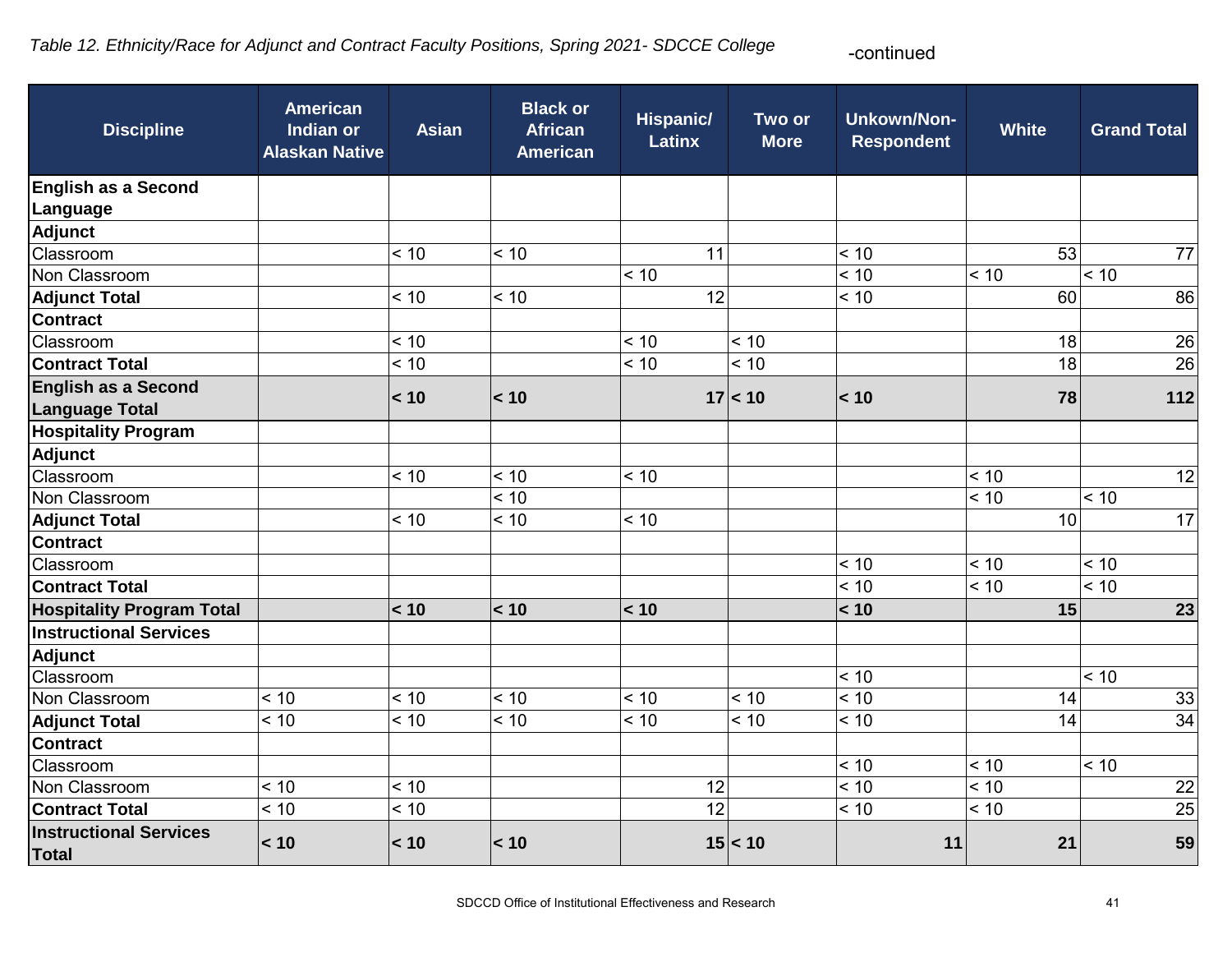*Table 12. Ethnicity/Race for Adjunct and Contract Faculty Positions, Spring 2021- SDCCE College* -continued

| Discipline | American Indian or Alaskan Native | Asian | Black or African American | Hispanic/ Latinx | Two or More | Unkown/Non-Respondent | White | Grand Total |
|---|---|---|---|---|---|---|---|---|
| **English as a Second Language** | | | | | | | | |
| **Adjunct** | | | | | | | | |
| Classroom | | < 10 | < 10 | 11 | | < 10 | 53 | 77 |
| Non Classroom | | | | < 10 | | < 10 | < 10 | < 10 |
| **Adjunct Total** | | < 10 | < 10 | 12 | | < 10 | 60 | 86 |
| **Contract** | | | | | | | | |
| Classroom | | < 10 | | < 10 | < 10 | | 18 | 26 |
| **Contract Total** | | < 10 | | < 10 | < 10 | | 18 | 26 |
| **English as a Second Language Total** | | **< 10** | **< 10** | **17** | **< 10** | **< 10** | **78** | **112** |
| **Hospitality Program** | | | | | | | | |
| **Adjunct** | | | | | | | | |
| Classroom | | < 10 | < 10 | < 10 | | | < 10 | 12 |
| Non Classroom | | | < 10 | | | | < 10 | < 10 |
| **Adjunct Total** | | < 10 | < 10 | < 10 | | | 10 | 17 |
| **Contract** | | | | | | | | |
| Classroom | | | | | | < 10 | < 10 | < 10 |
| **Contract Total** | | | | | | < 10 | < 10 | < 10 |
| **Hospitality Program Total** | | **< 10** | **< 10** | **< 10** | | **< 10** | **15** | **23** |
| **Instructional Services** | | | | | | | | |
| **Adjunct** | | | | | | | | |
| Classroom | | | | | | < 10 | | < 10 |
| Non Classroom | < 10 | < 10 | < 10 | < 10 | < 10 | < 10 | 14 | 33 |
| **Adjunct Total** | < 10 | < 10 | < 10 | < 10 | < 10 | < 10 | 14 | 34 |
| **Contract** | | | | | | | | |
| Classroom | | | | | | < 10 | < 10 | < 10 |
| Non Classroom | < 10 | < 10 | | 12 | | < 10 | < 10 | 22 |
| **Contract Total** | < 10 | < 10 | | 12 | | < 10 | < 10 | 25 |
| **Instructional Services Total** | **< 10** | **< 10** | **< 10** | **15** | **< 10** | **11** | **21** | **59** |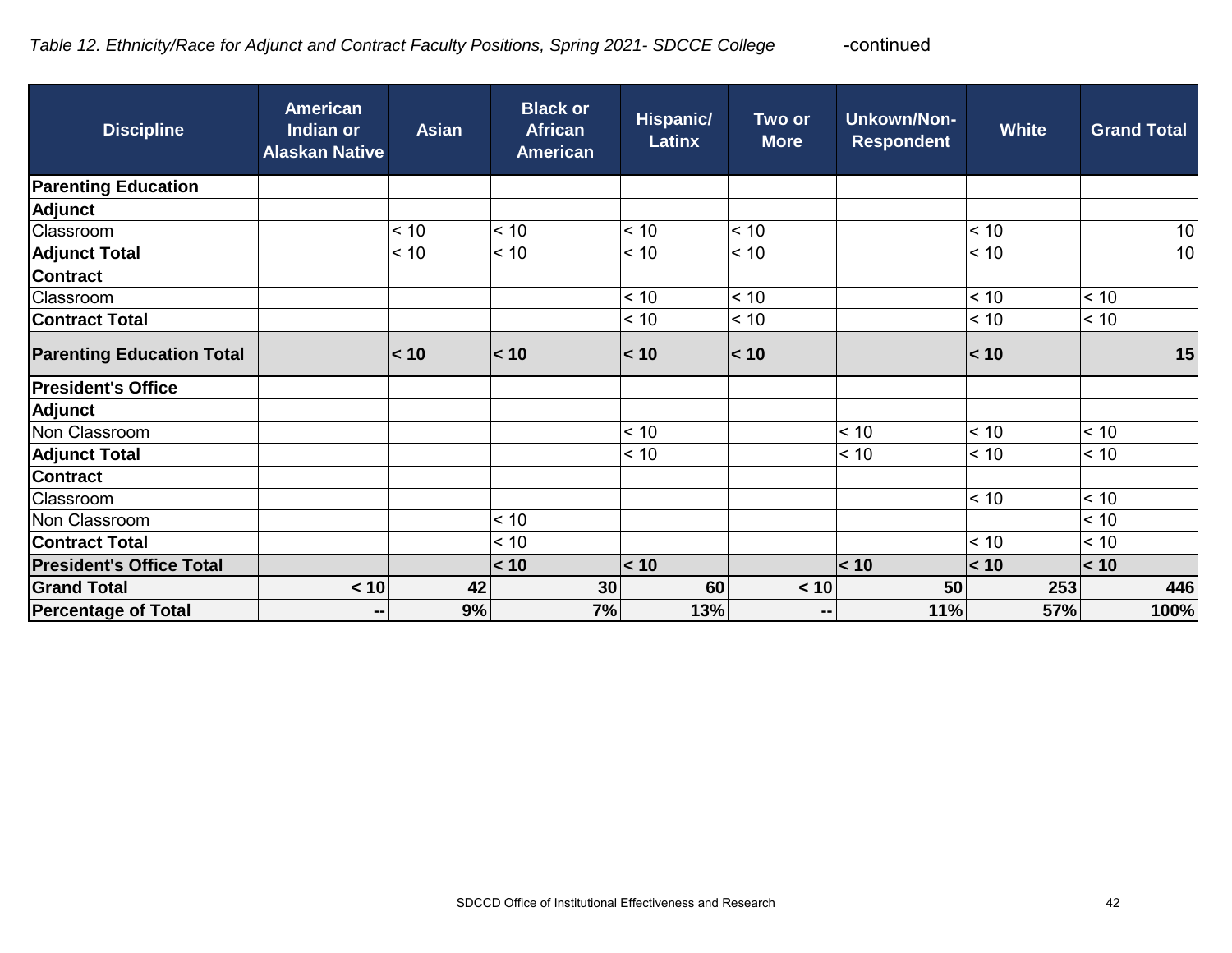*Table 12. Ethnicity/Race for Adjunct and Contract Faculty Positions, Spring 2021- SDCCE College* -continued

| Discipline | American Indian or Alaskan Native | Asian | Black or African American | Hispanic/ Latinx | Two or More | Unkown/Non-Respondent | White | Grand Total |
|---|---|---|---|---|---|---|---|---|
| **Parenting Education** | | | | | | | | |
| **Adjunct** | | | | | | | | |
| Classroom | | < 10 | < 10 | < 10 | < 10 | | < 10 | 10 |
| **Adjunct Total** | | < 10 | < 10 | < 10 | < 10 | | < 10 | 10 |
| **Contract** | | | | | | | | |
| Classroom | | | | < 10 | < 10 | | < 10 | < 10 |
| **Contract Total** | | | | < 10 | < 10 | | < 10 | < 10 |
| **Parenting Education Total** | | **< 10** | **< 10** | **< 10** | **< 10** | | **< 10** | **15** |
| **President's Office** | | | | | | | | |
| **Adjunct** | | | | | | | | |
| Non Classroom | | | | < 10 | | < 10 | < 10 | < 10 |
| **Adjunct Total** | | | | < 10 | | < 10 | < 10 | < 10 |
| **Contract** | | | | | | | | |
| Classroom | | | | | | | < 10 | < 10 |
| Non Classroom | | | < 10 | | | | | < 10 |
| **Contract Total** | | | < 10 | | | | < 10 | < 10 |
| **President's Office Total** | | | **< 10** | **< 10** | | **< 10** | **< 10** | **< 10** |
| **Grand Total** | **< 10** | **42** | **30** | **60** | **< 10** | **50** | **253** | **446** |
| **Percentage of Total** | **--** | **9%** | **7%** | **13%** | **--** | **11%** | **57%** | **100%** |

SDCCD Office of Institutional Effectiveness and Research